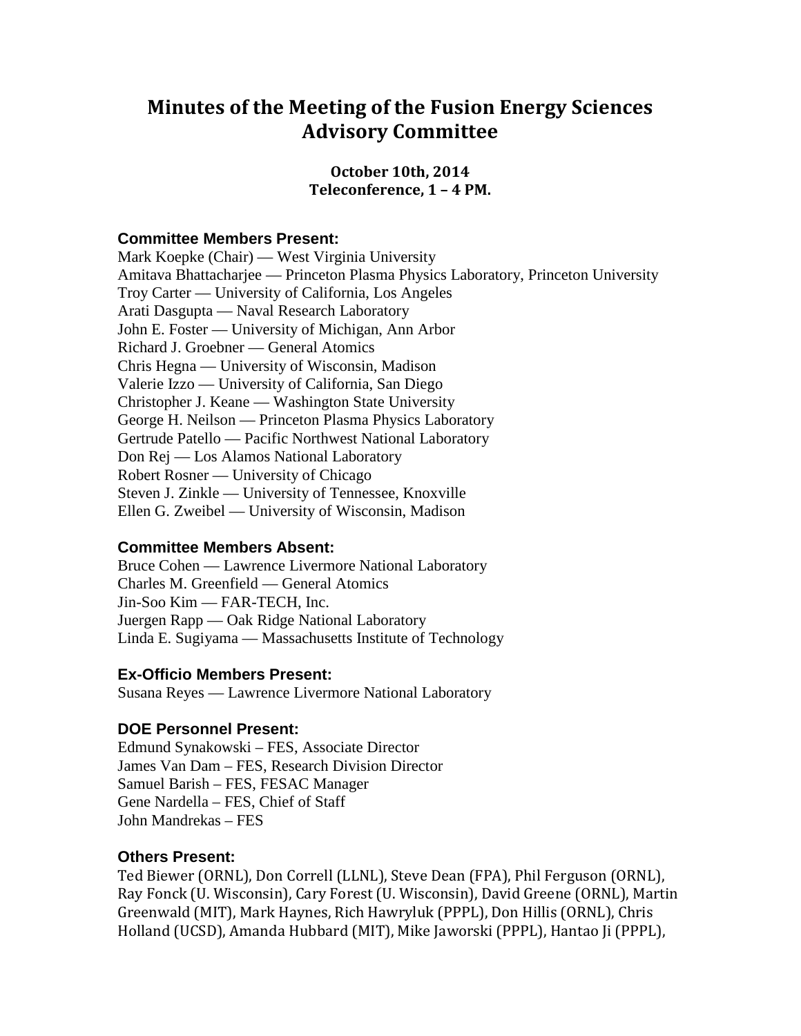# Minutes of the Meeting of the Fusion Energy Sciences Advisory Committee

**October 10th, 2014**
**Teleconference, 1 – 4 PM.**

### Committee Members Present:

Mark Koepke (Chair) — West Virginia University
Amitava Bhattacharjee — Princeton Plasma Physics Laboratory, Princeton University
Troy Carter — University of California, Los Angeles
Arati Dasgupta — Naval Research Laboratory
John E. Foster — University of Michigan, Ann Arbor
Richard J. Groebner — General Atomics
Chris Hegna — University of Wisconsin, Madison
Valerie Izzo — University of California, San Diego
Christopher J. Keane — Washington State University
George H. Neilson — Princeton Plasma Physics Laboratory
Gertrude Patello — Pacific Northwest National Laboratory
Don Rej — Los Alamos National Laboratory
Robert Rosner — University of Chicago
Steven J. Zinkle — University of Tennessee, Knoxville
Ellen G. Zweibel — University of Wisconsin, Madison

### Committee Members Absent:

Bruce Cohen — Lawrence Livermore National Laboratory
Charles M. Greenfield — General Atomics
Jin-Soo Kim — FAR-TECH, Inc.
Juergen Rapp — Oak Ridge National Laboratory
Linda E. Sugiyama — Massachusetts Institute of Technology

### Ex-Officio Members Present:

Susana Reyes — Lawrence Livermore National Laboratory

### DOE Personnel Present:

Edmund Synakowski – FES, Associate Director
James Van Dam – FES, Research Division Director
Samuel Barish – FES, FESAC Manager
Gene Nardella – FES, Chief of Staff
John Mandrekas – FES

### Others Present:

Ted Biewer (ORNL), Don Correll (LLNL), Steve Dean (FPA), Phil Ferguson (ORNL), Ray Fonck (U. Wisconsin), Cary Forest (U. Wisconsin), David Greene (ORNL), Martin Greenwald (MIT), Mark Haynes, Rich Hawryluk (PPPL), Don Hillis (ORNL), Chris Holland (UCSD), Amanda Hubbard (MIT), Mike Jaworski (PPPL), Hantao Ji (PPPL),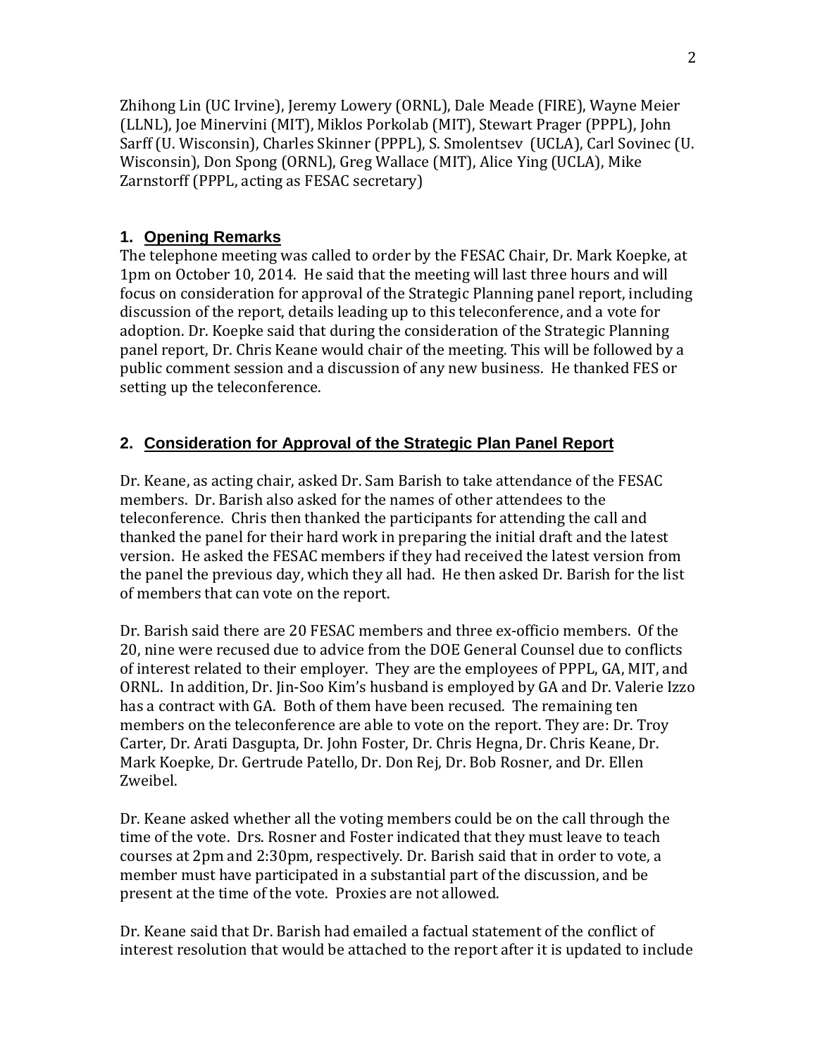Zhihong Lin (UC Irvine), Jeremy Lowery (ORNL), Dale Meade (FIRE), Wayne Meier (LLNL), Joe Minervini (MIT), Miklos Porkolab (MIT), Stewart Prager (PPPL), John Sarff (U. Wisconsin), Charles Skinner (PPPL), S. Smolentsev (UCLA), Carl Sovinec (U. Wisconsin), Don Spong (ORNL), Greg Wallace (MIT), Alice Ying (UCLA), Mike Zarnstorff (PPPL, acting as FESAC secretary)

## 1. Opening Remarks

The telephone meeting was called to order by the FESAC Chair, Dr. Mark Koepke, at 1pm on October 10, 2014. He said that the meeting will last three hours and will focus on consideration for approval of the Strategic Planning panel report, including discussion of the report, details leading up to this teleconference, and a vote for adoption. Dr. Koepke said that during the consideration of the Strategic Planning panel report, Dr. Chris Keane would chair of the meeting. This will be followed by a public comment session and a discussion of any new business. He thanked FES or setting up the teleconference.

## 2. Consideration for Approval of the Strategic Plan Panel Report

Dr. Keane, as acting chair, asked Dr. Sam Barish to take attendance of the FESAC members. Dr. Barish also asked for the names of other attendees to the teleconference. Chris then thanked the participants for attending the call and thanked the panel for their hard work in preparing the initial draft and the latest version. He asked the FESAC members if they had received the latest version from the panel the previous day, which they all had. He then asked Dr. Barish for the list of members that can vote on the report.

Dr. Barish said there are 20 FESAC members and three ex-officio members. Of the 20, nine were recused due to advice from the DOE General Counsel due to conflicts of interest related to their employer. They are the employees of PPPL, GA, MIT, and ORNL. In addition, Dr. Jin-Soo Kim's husband is employed by GA and Dr. Valerie Izzo has a contract with GA. Both of them have been recused. The remaining ten members on the teleconference are able to vote on the report. They are: Dr. Troy Carter, Dr. Arati Dasgupta, Dr. John Foster, Dr. Chris Hegna, Dr. Chris Keane, Dr. Mark Koepke, Dr. Gertrude Patello, Dr. Don Rej, Dr. Bob Rosner, and Dr. Ellen Zweibel.

Dr. Keane asked whether all the voting members could be on the call through the time of the vote. Drs. Rosner and Foster indicated that they must leave to teach courses at 2pm and 2:30pm, respectively. Dr. Barish said that in order to vote, a member must have participated in a substantial part of the discussion, and be present at the time of the vote. Proxies are not allowed.

Dr. Keane said that Dr. Barish had emailed a factual statement of the conflict of interest resolution that would be attached to the report after it is updated to include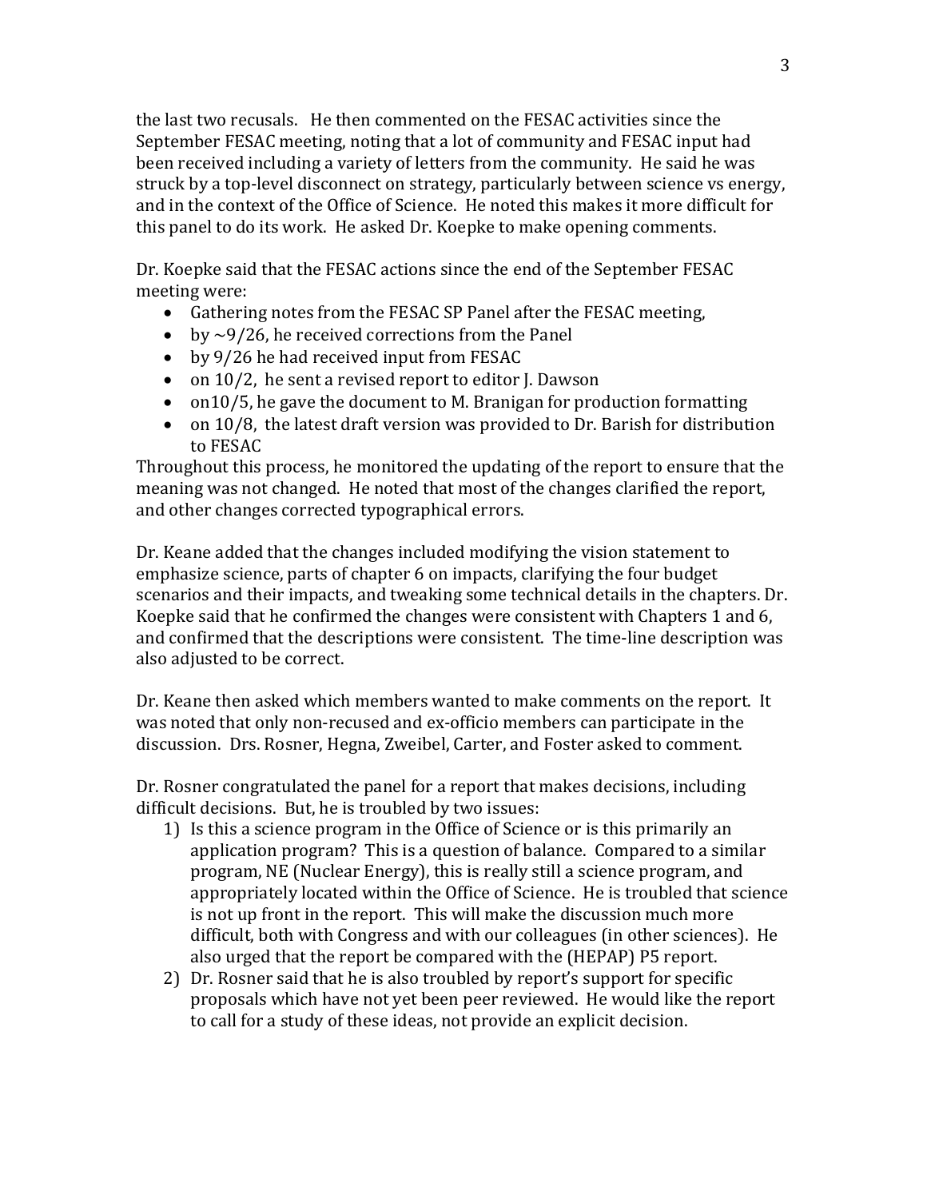the last two recusals. He then commented on the FESAC activities since the September FESAC meeting, noting that a lot of community and FESAC input had been received including a variety of letters from the community. He said he was struck by a top-level disconnect on strategy, particularly between science vs energy, and in the context of the Office of Science. He noted this makes it more difficult for this panel to do its work. He asked Dr. Koepke to make opening comments.

Dr. Koepke said that the FESAC actions since the end of the September FESAC meeting were:

- Gathering notes from the FESAC SP Panel after the FESAC meeting,
- by ~9/26, he received corrections from the Panel
- by 9/26 he had received input from FESAC
- on 10/2, he sent a revised report to editor J. Dawson
- on10/5, he gave the document to M. Branigan for production formatting
- on 10/8, the latest draft version was provided to Dr. Barish for distribution to FESAC

Throughout this process, he monitored the updating of the report to ensure that the meaning was not changed. He noted that most of the changes clarified the report, and other changes corrected typographical errors.

Dr. Keane added that the changes included modifying the vision statement to emphasize science, parts of chapter 6 on impacts, clarifying the four budget scenarios and their impacts, and tweaking some technical details in the chapters. Dr. Koepke said that he confirmed the changes were consistent with Chapters 1 and 6, and confirmed that the descriptions were consistent. The time-line description was also adjusted to be correct.

Dr. Keane then asked which members wanted to make comments on the report. It was noted that only non-recused and ex-officio members can participate in the discussion. Drs. Rosner, Hegna, Zweibel, Carter, and Foster asked to comment.

Dr. Rosner congratulated the panel for a report that makes decisions, including difficult decisions. But, he is troubled by two issues:

1) Is this a science program in the Office of Science or is this primarily an application program? This is a question of balance. Compared to a similar program, NE (Nuclear Energy), this is really still a science program, and appropriately located within the Office of Science. He is troubled that science is not up front in the report. This will make the discussion much more difficult, both with Congress and with our colleagues (in other sciences). He also urged that the report be compared with the (HEPAP) P5 report.
2) Dr. Rosner said that he is also troubled by report's support for specific proposals which have not yet been peer reviewed. He would like the report to call for a study of these ideas, not provide an explicit decision.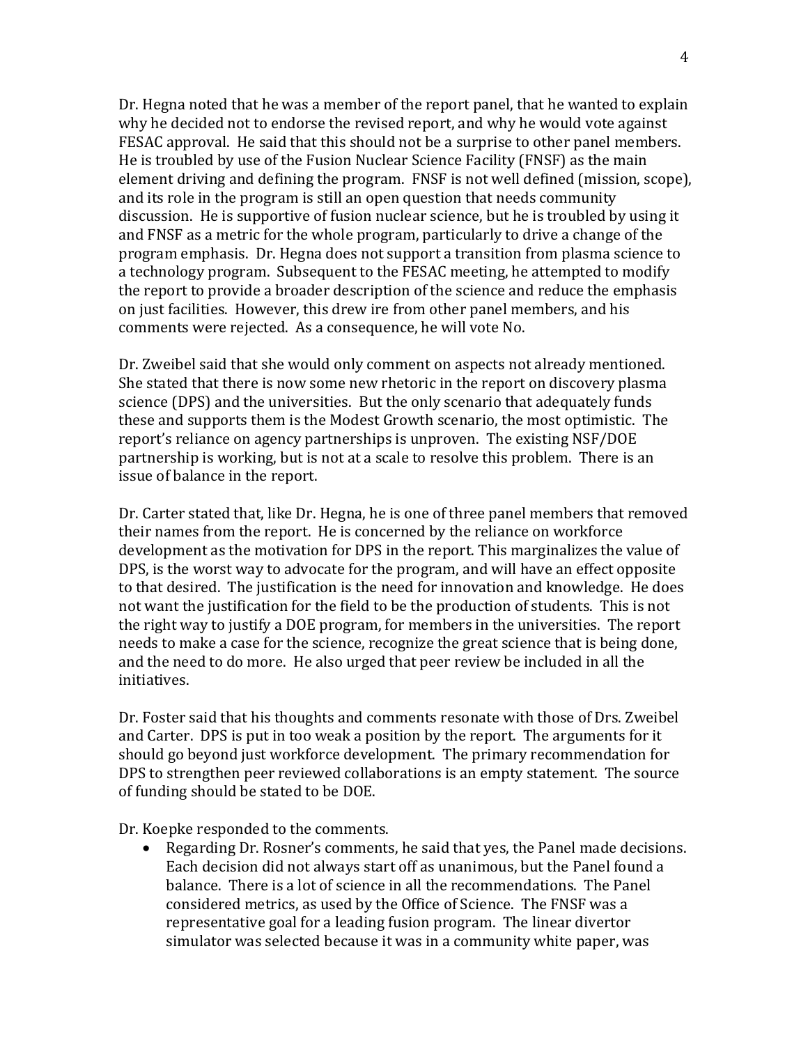Dr. Hegna noted that he was a member of the report panel, that he wanted to explain why he decided not to endorse the revised report, and why he would vote against FESAC approval. He said that this should not be a surprise to other panel members. He is troubled by use of the Fusion Nuclear Science Facility (FNSF) as the main element driving and defining the program. FNSF is not well defined (mission, scope), and its role in the program is still an open question that needs community discussion. He is supportive of fusion nuclear science, but he is troubled by using it and FNSF as a metric for the whole program, particularly to drive a change of the program emphasis. Dr. Hegna does not support a transition from plasma science to a technology program. Subsequent to the FESAC meeting, he attempted to modify the report to provide a broader description of the science and reduce the emphasis on just facilities. However, this drew ire from other panel members, and his comments were rejected. As a consequence, he will vote No.

Dr. Zweibel said that she would only comment on aspects not already mentioned. She stated that there is now some new rhetoric in the report on discovery plasma science (DPS) and the universities. But the only scenario that adequately funds these and supports them is the Modest Growth scenario, the most optimistic. The report's reliance on agency partnerships is unproven. The existing NSF/DOE partnership is working, but is not at a scale to resolve this problem. There is an issue of balance in the report.

Dr. Carter stated that, like Dr. Hegna, he is one of three panel members that removed their names from the report. He is concerned by the reliance on workforce development as the motivation for DPS in the report. This marginalizes the value of DPS, is the worst way to advocate for the program, and will have an effect opposite to that desired. The justification is the need for innovation and knowledge. He does not want the justification for the field to be the production of students. This is not the right way to justify a DOE program, for members in the universities. The report needs to make a case for the science, recognize the great science that is being done, and the need to do more. He also urged that peer review be included in all the initiatives.

Dr. Foster said that his thoughts and comments resonate with those of Drs. Zweibel and Carter. DPS is put in too weak a position by the report. The arguments for it should go beyond just workforce development. The primary recommendation for DPS to strengthen peer reviewed collaborations is an empty statement. The source of funding should be stated to be DOE.

Dr. Koepke responded to the comments.

- Regarding Dr. Rosner's comments, he said that yes, the Panel made decisions. Each decision did not always start off as unanimous, but the Panel found a balance. There is a lot of science in all the recommendations. The Panel considered metrics, as used by the Office of Science. The FNSF was a representative goal for a leading fusion program. The linear divertor simulator was selected because it was in a community white paper, was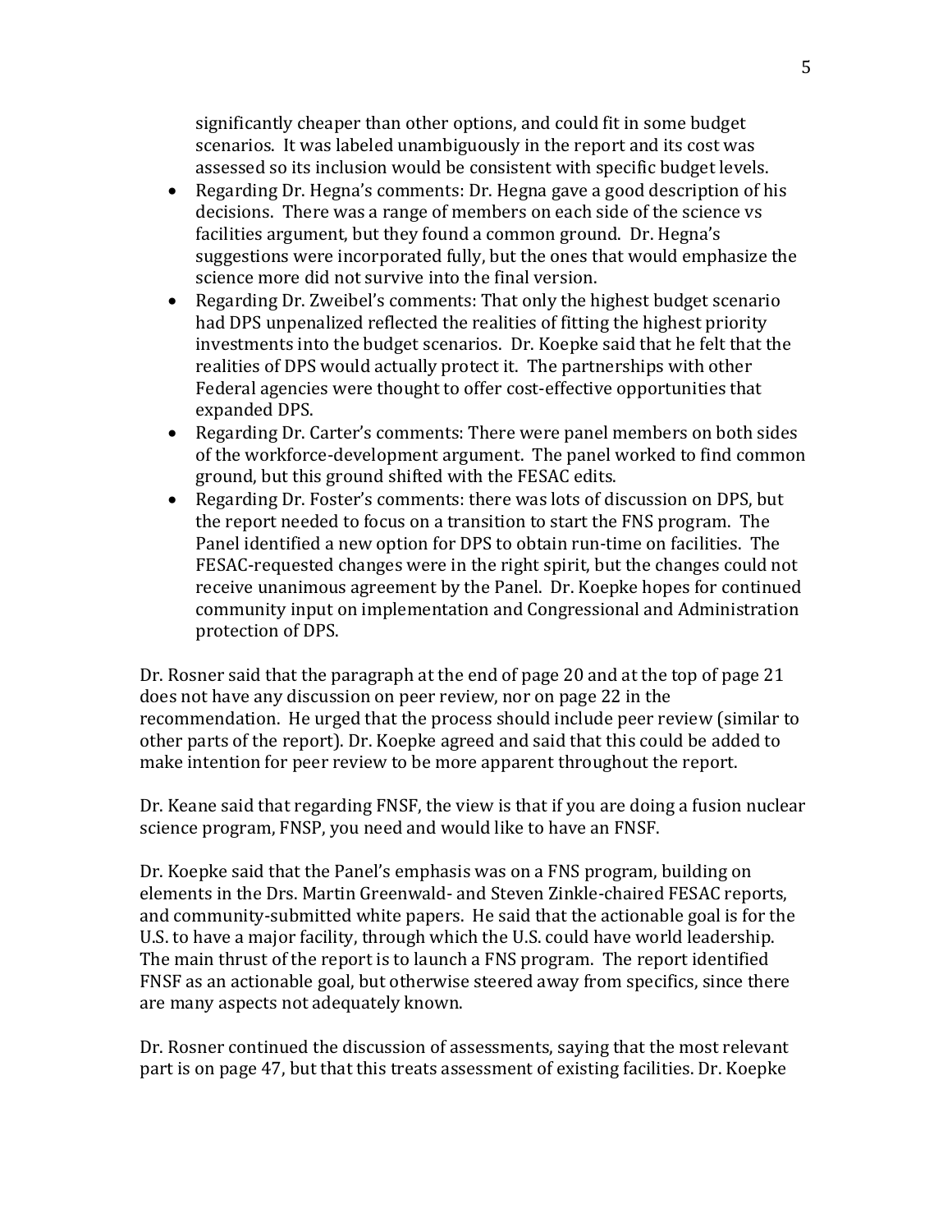significantly cheaper than other options, and could fit in some budget scenarios. It was labeled unambiguously in the report and its cost was assessed so its inclusion would be consistent with specific budget levels.

- Regarding Dr. Hegna's comments: Dr. Hegna gave a good description of his decisions. There was a range of members on each side of the science vs facilities argument, but they found a common ground. Dr. Hegna's suggestions were incorporated fully, but the ones that would emphasize the science more did not survive into the final version.
- Regarding Dr. Zweibel's comments: That only the highest budget scenario had DPS unpenalized reflected the realities of fitting the highest priority investments into the budget scenarios. Dr. Koepke said that he felt that the realities of DPS would actually protect it. The partnerships with other Federal agencies were thought to offer cost-effective opportunities that expanded DPS.
- Regarding Dr. Carter's comments: There were panel members on both sides of the workforce-development argument. The panel worked to find common ground, but this ground shifted with the FESAC edits.
- Regarding Dr. Foster's comments: there was lots of discussion on DPS, but the report needed to focus on a transition to start the FNS program. The Panel identified a new option for DPS to obtain run-time on facilities. The FESAC-requested changes were in the right spirit, but the changes could not receive unanimous agreement by the Panel. Dr. Koepke hopes for continued community input on implementation and Congressional and Administration protection of DPS.

Dr. Rosner said that the paragraph at the end of page 20 and at the top of page 21 does not have any discussion on peer review, nor on page 22 in the recommendation. He urged that the process should include peer review (similar to other parts of the report). Dr. Koepke agreed and said that this could be added to make intention for peer review to be more apparent throughout the report.

Dr. Keane said that regarding FNSF, the view is that if you are doing a fusion nuclear science program, FNSP, you need and would like to have an FNSF.

Dr. Koepke said that the Panel's emphasis was on a FNS program, building on elements in the Drs. Martin Greenwald- and Steven Zinkle-chaired FESAC reports, and community-submitted white papers. He said that the actionable goal is for the U.S. to have a major facility, through which the U.S. could have world leadership. The main thrust of the report is to launch a FNS program. The report identified FNSF as an actionable goal, but otherwise steered away from specifics, since there are many aspects not adequately known.

Dr. Rosner continued the discussion of assessments, saying that the most relevant part is on page 47, but that this treats assessment of existing facilities. Dr. Koepke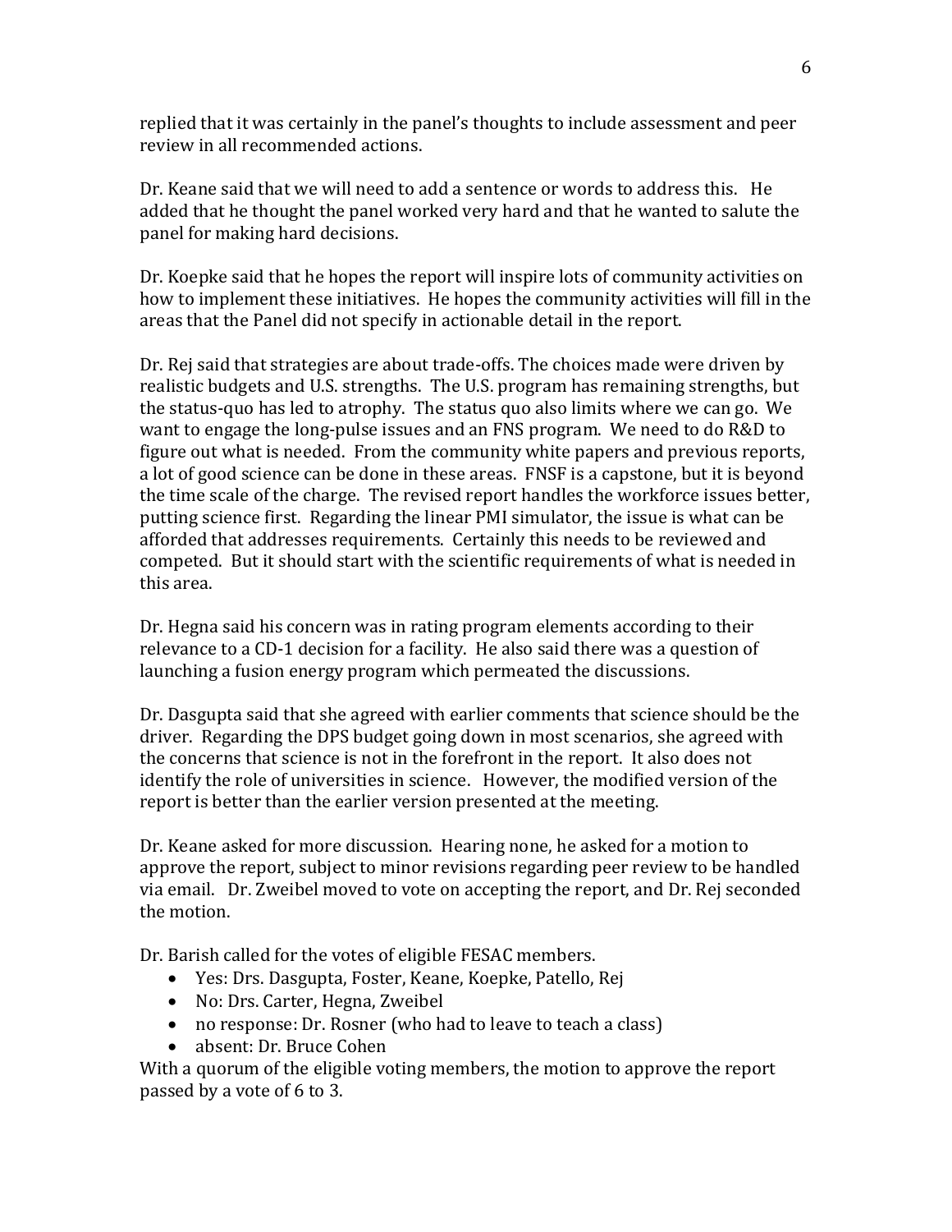replied that it was certainly in the panel's thoughts to include assessment and peer review in all recommended actions.

Dr. Keane said that we will need to add a sentence or words to address this. He added that he thought the panel worked very hard and that he wanted to salute the panel for making hard decisions.

Dr. Koepke said that he hopes the report will inspire lots of community activities on how to implement these initiatives. He hopes the community activities will fill in the areas that the Panel did not specify in actionable detail in the report.

Dr. Rej said that strategies are about trade-offs. The choices made were driven by realistic budgets and U.S. strengths. The U.S. program has remaining strengths, but the status-quo has led to atrophy. The status quo also limits where we can go. We want to engage the long-pulse issues and an FNS program. We need to do R&D to figure out what is needed. From the community white papers and previous reports, a lot of good science can be done in these areas. FNSF is a capstone, but it is beyond the time scale of the charge. The revised report handles the workforce issues better, putting science first. Regarding the linear PMI simulator, the issue is what can be afforded that addresses requirements. Certainly this needs to be reviewed and competed. But it should start with the scientific requirements of what is needed in this area.

Dr. Hegna said his concern was in rating program elements according to their relevance to a CD-1 decision for a facility. He also said there was a question of launching a fusion energy program which permeated the discussions.

Dr. Dasgupta said that she agreed with earlier comments that science should be the driver. Regarding the DPS budget going down in most scenarios, she agreed with the concerns that science is not in the forefront in the report. It also does not identify the role of universities in science. However, the modified version of the report is better than the earlier version presented at the meeting.

Dr. Keane asked for more discussion. Hearing none, he asked for a motion to approve the report, subject to minor revisions regarding peer review to be handled via email. Dr. Zweibel moved to vote on accepting the report, and Dr. Rej seconded the motion.

Dr. Barish called for the votes of eligible FESAC members.

- Yes: Drs. Dasgupta, Foster, Keane, Koepke, Patello, Rej
- No: Drs. Carter, Hegna, Zweibel
- no response: Dr. Rosner (who had to leave to teach a class)
- absent: Dr. Bruce Cohen

With a quorum of the eligible voting members, the motion to approve the report passed by a vote of 6 to 3.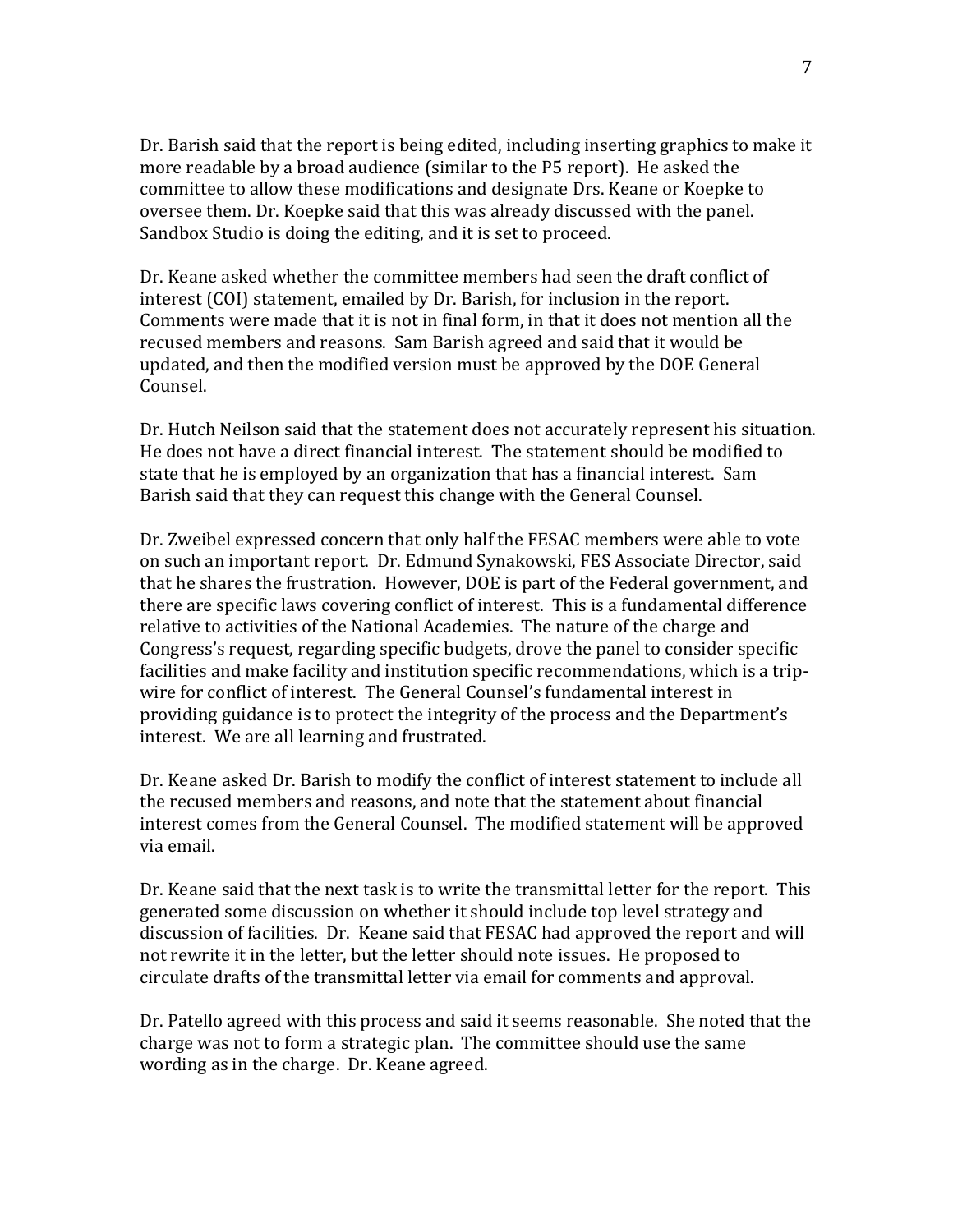Dr. Barish said that the report is being edited, including inserting graphics to make it more readable by a broad audience (similar to the P5 report). He asked the committee to allow these modifications and designate Drs. Keane or Koepke to oversee them. Dr. Koepke said that this was already discussed with the panel. Sandbox Studio is doing the editing, and it is set to proceed.

Dr. Keane asked whether the committee members had seen the draft conflict of interest (COI) statement, emailed by Dr. Barish, for inclusion in the report. Comments were made that it is not in final form, in that it does not mention all the recused members and reasons. Sam Barish agreed and said that it would be updated, and then the modified version must be approved by the DOE General Counsel.

Dr. Hutch Neilson said that the statement does not accurately represent his situation. He does not have a direct financial interest. The statement should be modified to state that he is employed by an organization that has a financial interest. Sam Barish said that they can request this change with the General Counsel.

Dr. Zweibel expressed concern that only half the FESAC members were able to vote on such an important report. Dr. Edmund Synakowski, FES Associate Director, said that he shares the frustration. However, DOE is part of the Federal government, and there are specific laws covering conflict of interest. This is a fundamental difference relative to activities of the National Academies. The nature of the charge and Congress's request, regarding specific budgets, drove the panel to consider specific facilities and make facility and institution specific recommendations, which is a trip-wire for conflict of interest. The General Counsel's fundamental interest in providing guidance is to protect the integrity of the process and the Department's interest. We are all learning and frustrated.

Dr. Keane asked Dr. Barish to modify the conflict of interest statement to include all the recused members and reasons, and note that the statement about financial interest comes from the General Counsel. The modified statement will be approved via email.

Dr. Keane said that the next task is to write the transmittal letter for the report. This generated some discussion on whether it should include top level strategy and discussion of facilities. Dr. Keane said that FESAC had approved the report and will not rewrite it in the letter, but the letter should note issues. He proposed to circulate drafts of the transmittal letter via email for comments and approval.

Dr. Patello agreed with this process and said it seems reasonable. She noted that the charge was not to form a strategic plan. The committee should use the same wording as in the charge. Dr. Keane agreed.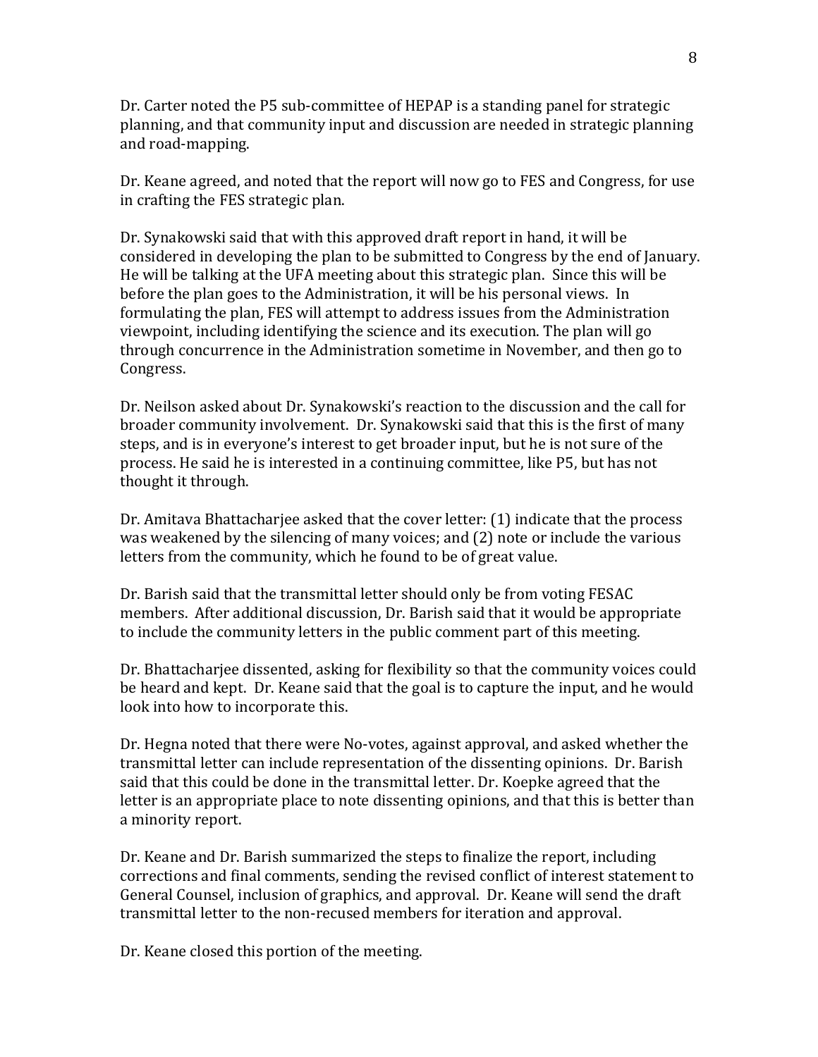Dr. Carter noted the P5 sub-committee of HEPAP is a standing panel for strategic planning, and that community input and discussion are needed in strategic planning and road-mapping.

Dr. Keane agreed, and noted that the report will now go to FES and Congress, for use in crafting the FES strategic plan.

Dr. Synakowski said that with this approved draft report in hand, it will be considered in developing the plan to be submitted to Congress by the end of January. He will be talking at the UFA meeting about this strategic plan. Since this will be before the plan goes to the Administration, it will be his personal views. In formulating the plan, FES will attempt to address issues from the Administration viewpoint, including identifying the science and its execution. The plan will go through concurrence in the Administration sometime in November, and then go to Congress.

Dr. Neilson asked about Dr. Synakowski's reaction to the discussion and the call for broader community involvement. Dr. Synakowski said that this is the first of many steps, and is in everyone's interest to get broader input, but he is not sure of the process. He said he is interested in a continuing committee, like P5, but has not thought it through.

Dr. Amitava Bhattacharjee asked that the cover letter: (1) indicate that the process was weakened by the silencing of many voices; and (2) note or include the various letters from the community, which he found to be of great value.

Dr. Barish said that the transmittal letter should only be from voting FESAC members. After additional discussion, Dr. Barish said that it would be appropriate to include the community letters in the public comment part of this meeting.

Dr. Bhattacharjee dissented, asking for flexibility so that the community voices could be heard and kept. Dr. Keane said that the goal is to capture the input, and he would look into how to incorporate this.

Dr. Hegna noted that there were No-votes, against approval, and asked whether the transmittal letter can include representation of the dissenting opinions. Dr. Barish said that this could be done in the transmittal letter. Dr. Koepke agreed that the letter is an appropriate place to note dissenting opinions, and that this is better than a minority report.

Dr. Keane and Dr. Barish summarized the steps to finalize the report, including corrections and final comments, sending the revised conflict of interest statement to General Counsel, inclusion of graphics, and approval. Dr. Keane will send the draft transmittal letter to the non-recused members for iteration and approval.

Dr. Keane closed this portion of the meeting.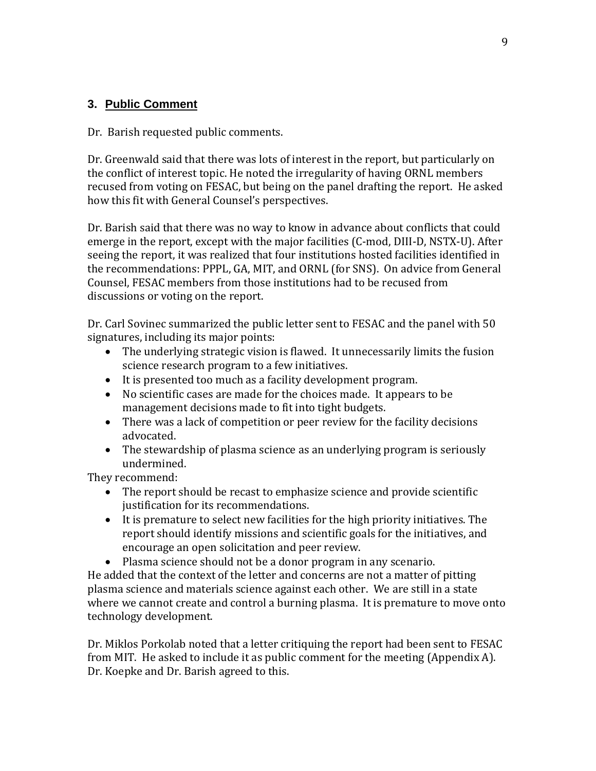### 3. Public Comment

Dr. Barish requested public comments.

Dr. Greenwald said that there was lots of interest in the report, but particularly on the conflict of interest topic. He noted the irregularity of having ORNL members recused from voting on FESAC, but being on the panel drafting the report. He asked how this fit with General Counsel's perspectives.

Dr. Barish said that there was no way to know in advance about conflicts that could emerge in the report, except with the major facilities (C-mod, DIII-D, NSTX-U). After seeing the report, it was realized that four institutions hosted facilities identified in the recommendations: PPPL, GA, MIT, and ORNL (for SNS). On advice from General Counsel, FESAC members from those institutions had to be recused from discussions or voting on the report.

Dr. Carl Sovinec summarized the public letter sent to FESAC and the panel with 50 signatures, including its major points:

- The underlying strategic vision is flawed. It unnecessarily limits the fusion science research program to a few initiatives.
- It is presented too much as a facility development program.
- No scientific cases are made for the choices made. It appears to be management decisions made to fit into tight budgets.
- There was a lack of competition or peer review for the facility decisions advocated.
- The stewardship of plasma science as an underlying program is seriously undermined.

They recommend:

- The report should be recast to emphasize science and provide scientific justification for its recommendations.
- It is premature to select new facilities for the high priority initiatives. The report should identify missions and scientific goals for the initiatives, and encourage an open solicitation and peer review.
- Plasma science should not be a donor program in any scenario.

He added that the context of the letter and concerns are not a matter of pitting plasma science and materials science against each other. We are still in a state where we cannot create and control a burning plasma. It is premature to move onto technology development.

Dr. Miklos Porkolab noted that a letter critiquing the report had been sent to FESAC from MIT. He asked to include it as public comment for the meeting (Appendix A). Dr. Koepke and Dr. Barish agreed to this.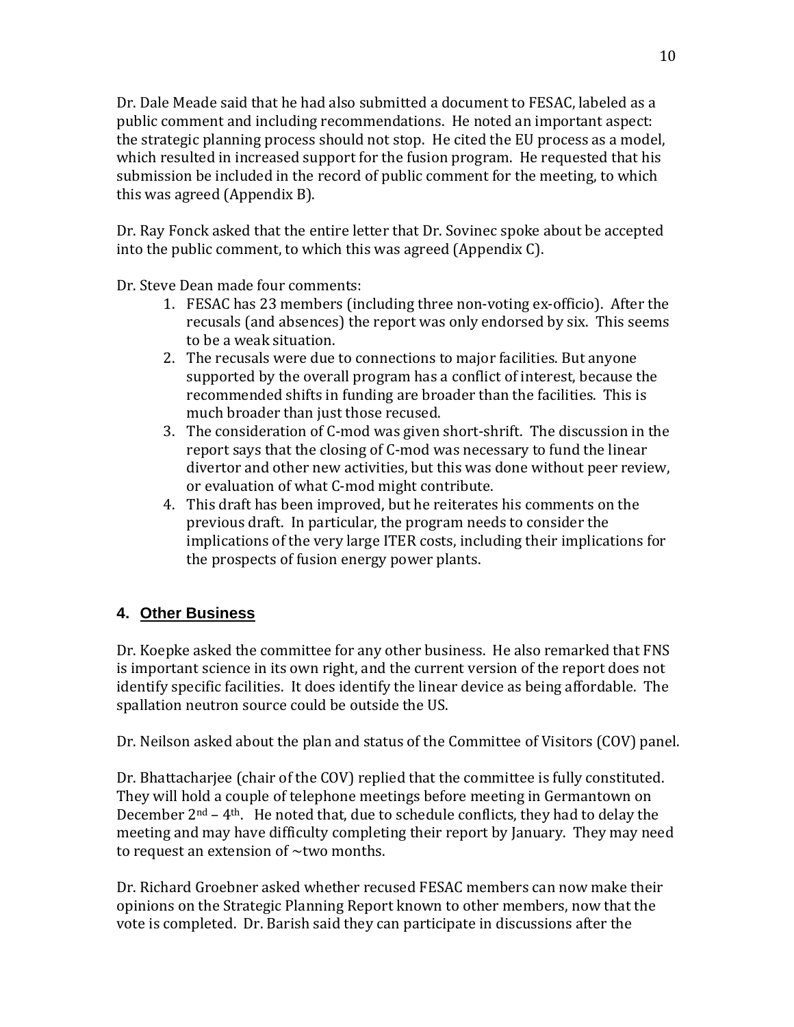Dr. Dale Meade said that he had also submitted a document to FESAC, labeled as a public comment and including recommendations. He noted an important aspect: the strategic planning process should not stop. He cited the EU process as a model, which resulted in increased support for the fusion program. He requested that his submission be included in the record of public comment for the meeting, to which this was agreed (Appendix B).

Dr. Ray Fonck asked that the entire letter that Dr. Sovinec spoke about be accepted into the public comment, to which this was agreed (Appendix C).

Dr. Steve Dean made four comments:

1. FESAC has 23 members (including three non-voting ex-officio). After the recusals (and absences) the report was only endorsed by six. This seems to be a weak situation.
2. The recusals were due to connections to major facilities. But anyone supported by the overall program has a conflict of interest, because the recommended shifts in funding are broader than the facilities. This is much broader than just those recused.
3. The consideration of C-mod was given short-shrift. The discussion in the report says that the closing of C-mod was necessary to fund the linear divertor and other new activities, but this was done without peer review, or evaluation of what C-mod might contribute.
4. This draft has been improved, but he reiterates his comments on the previous draft. In particular, the program needs to consider the implications of the very large ITER costs, including their implications for the prospects of fusion energy power plants.

## 4. Other Business

Dr. Koepke asked the committee for any other business. He also remarked that FNS is important science in its own right, and the current version of the report does not identify specific facilities. It does identify the linear device as being affordable. The spallation neutron source could be outside the US.

Dr. Neilson asked about the plan and status of the Committee of Visitors (COV) panel.

Dr. Bhattacharjee (chair of the COV) replied that the committee is fully constituted. They will hold a couple of telephone meetings before meeting in Germantown on December 2nd – 4th. He noted that, due to schedule conflicts, they had to delay the meeting and may have difficulty completing their report by January. They may need to request an extension of ~two months.

Dr. Richard Groebner asked whether recused FESAC members can now make their opinions on the Strategic Planning Report known to other members, now that the vote is completed. Dr. Barish said they can participate in discussions after the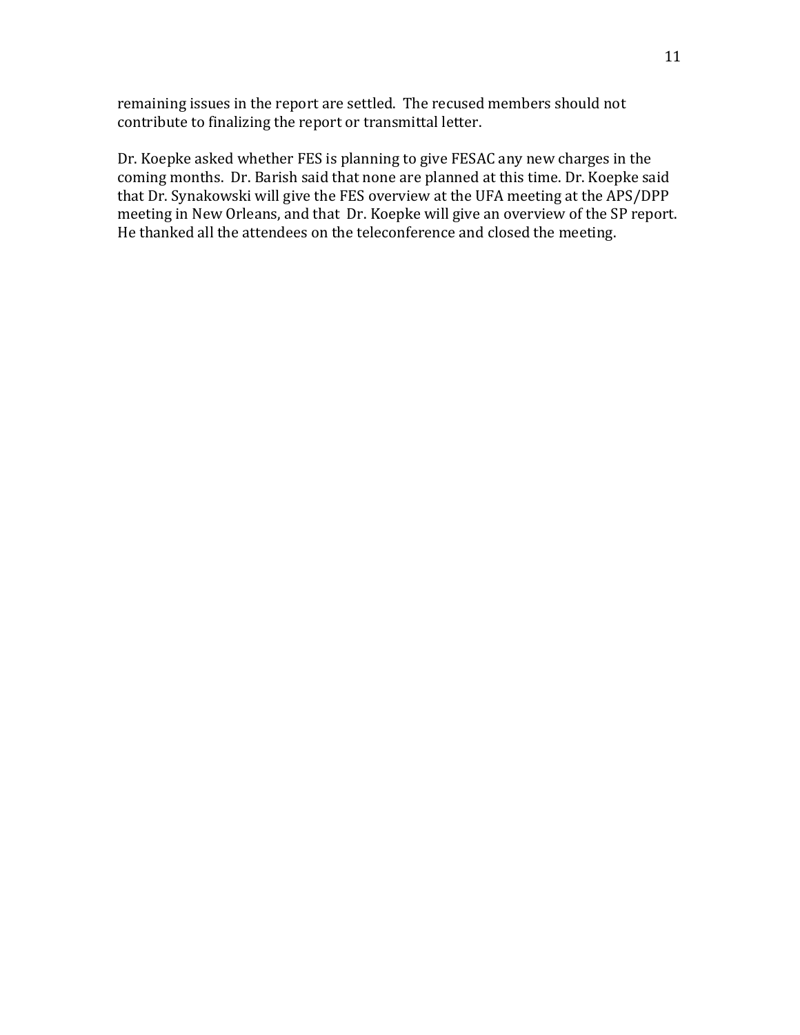remaining issues in the report are settled. The recused members should not contribute to finalizing the report or transmittal letter.

Dr. Koepke asked whether FES is planning to give FESAC any new charges in the coming months. Dr. Barish said that none are planned at this time. Dr. Koepke said that Dr. Synakowski will give the FES overview at the UFA meeting at the APS/DPP meeting in New Orleans, and that Dr. Koepke will give an overview of the SP report. He thanked all the attendees on the teleconference and closed the meeting.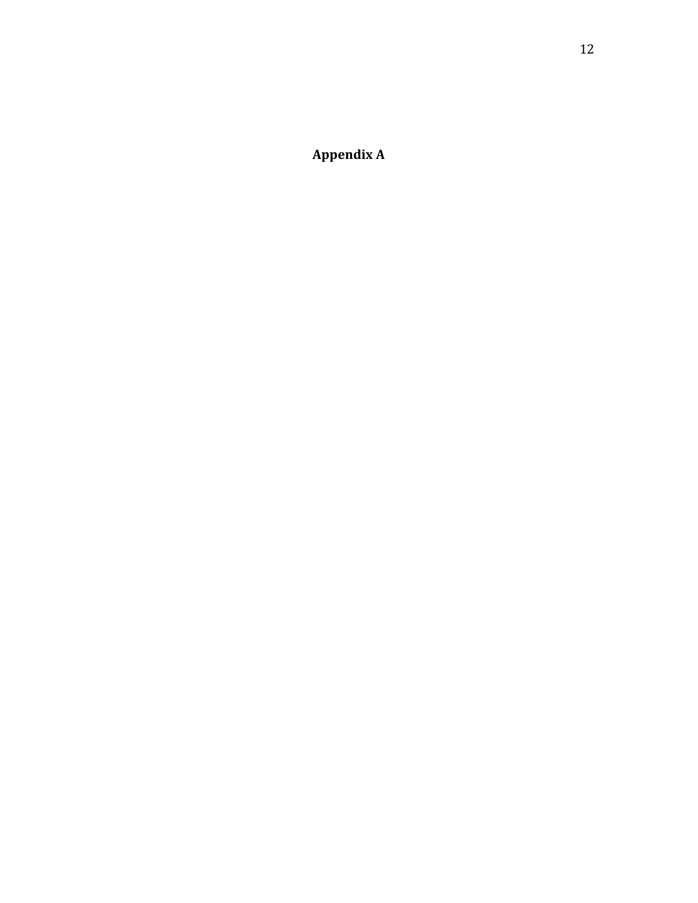# Appendix A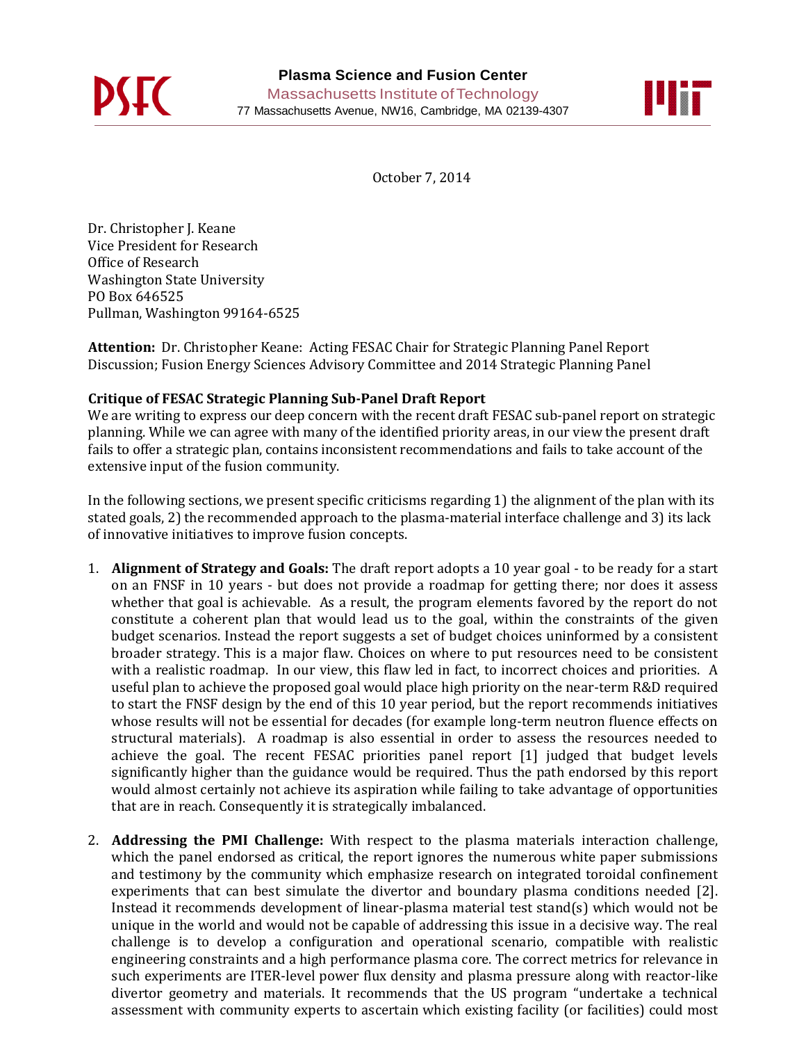**Plasma Science and Fusion Center**
Massachusetts Institute of Technology
77 Massachusetts Avenue, NW16, Cambridge, MA 02139-4307

October 7, 2014

Dr. Christopher J. Keane
Vice President for Research
Office of Research
Washington State University
PO Box 646525
Pullman, Washington 99164-6525

**Attention:** Dr. Christopher Keane: Acting FESAC Chair for Strategic Planning Panel Report Discussion; Fusion Energy Sciences Advisory Committee and 2014 Strategic Planning Panel

**Critique of FESAC Strategic Planning Sub-Panel Draft Report**

We are writing to express our deep concern with the recent draft FESAC sub-panel report on strategic planning. While we can agree with many of the identified priority areas, in our view the present draft fails to offer a strategic plan, contains inconsistent recommendations and fails to take account of the extensive input of the fusion community.

In the following sections, we present specific criticisms regarding 1) the alignment of the plan with its stated goals, 2) the recommended approach to the plasma-material interface challenge and 3) its lack of innovative initiatives to improve fusion concepts.

1. **Alignment of Strategy and Goals:** The draft report adopts a 10 year goal - to be ready for a start on an FNSF in 10 years - but does not provide a roadmap for getting there; nor does it assess whether that goal is achievable. As a result, the program elements favored by the report do not constitute a coherent plan that would lead us to the goal, within the constraints of the given budget scenarios. Instead the report suggests a set of budget choices uninformed by a consistent broader strategy. This is a major flaw. Choices on where to put resources need to be consistent with a realistic roadmap. In our view, this flaw led in fact, to incorrect choices and priorities. A useful plan to achieve the proposed goal would place high priority on the near-term R&D required to start the FNSF design by the end of this 10 year period, but the report recommends initiatives whose results will not be essential for decades (for example long-term neutron fluence effects on structural materials). A roadmap is also essential in order to assess the resources needed to achieve the goal. The recent FESAC priorities panel report [1] judged that budget levels significantly higher than the guidance would be required. Thus the path endorsed by this report would almost certainly not achieve its aspiration while failing to take advantage of opportunities that are in reach. Consequently it is strategically imbalanced.

2. **Addressing the PMI Challenge:** With respect to the plasma materials interaction challenge, which the panel endorsed as critical, the report ignores the numerous white paper submissions and testimony by the community which emphasize research on integrated toroidal confinement experiments that can best simulate the divertor and boundary plasma conditions needed [2]. Instead it recommends development of linear-plasma material test stand(s) which would not be unique in the world and would not be capable of addressing this issue in a decisive way. The real challenge is to develop a configuration and operational scenario, compatible with realistic engineering constraints and a high performance plasma core. The correct metrics for relevance in such experiments are ITER-level power flux density and plasma pressure along with reactor-like divertor geometry and materials. It recommends that the US program "undertake a technical assessment with community experts to ascertain which existing facility (or facilities) could most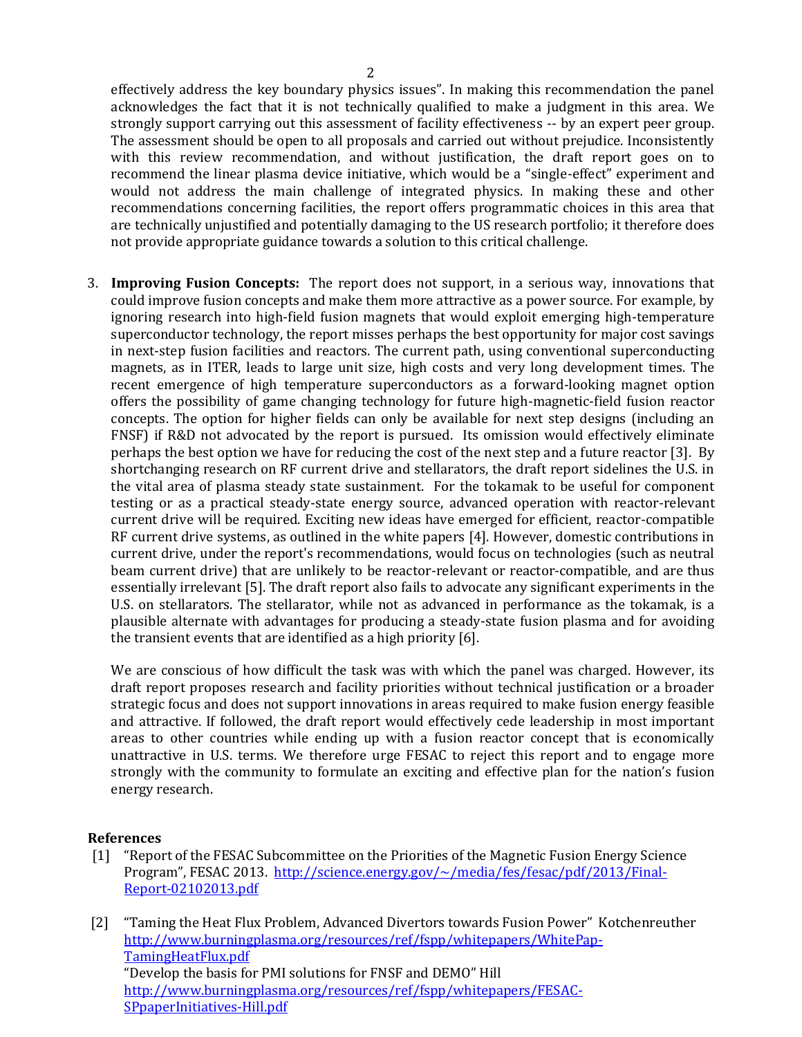effectively address the key boundary physics issues". In making this recommendation the panel acknowledges the fact that it is not technically qualified to make a judgment in this area. We strongly support carrying out this assessment of facility effectiveness -- by an expert peer group. The assessment should be open to all proposals and carried out without prejudice. Inconsistently with this review recommendation, and without justification, the draft report goes on to recommend the linear plasma device initiative, which would be a "single-effect" experiment and would not address the main challenge of integrated physics. In making these and other recommendations concerning facilities, the report offers programmatic choices in this area that are technically unjustified and potentially damaging to the US research portfolio; it therefore does not provide appropriate guidance towards a solution to this critical challenge.

3. **Improving Fusion Concepts:** The report does not support, in a serious way, innovations that could improve fusion concepts and make them more attractive as a power source. For example, by ignoring research into high-field fusion magnets that would exploit emerging high-temperature superconductor technology, the report misses perhaps the best opportunity for major cost savings in next-step fusion facilities and reactors. The current path, using conventional superconducting magnets, as in ITER, leads to large unit size, high costs and very long development times. The recent emergence of high temperature superconductors as a forward-looking magnet option offers the possibility of game changing technology for future high-magnetic-field fusion reactor concepts. The option for higher fields can only be available for next step designs (including an FNSF) if R&D not advocated by the report is pursued. Its omission would effectively eliminate perhaps the best option we have for reducing the cost of the next step and a future reactor [3]. By shortchanging research on RF current drive and stellarators, the draft report sidelines the U.S. in the vital area of plasma steady state sustainment. For the tokamak to be useful for component testing or as a practical steady-state energy source, advanced operation with reactor-relevant current drive will be required. Exciting new ideas have emerged for efficient, reactor-compatible RF current drive systems, as outlined in the white papers [4]. However, domestic contributions in current drive, under the report's recommendations, would focus on technologies (such as neutral beam current drive) that are unlikely to be reactor-relevant or reactor-compatible, and are thus essentially irrelevant [5]. The draft report also fails to advocate any significant experiments in the U.S. on stellarators. The stellarator, while not as advanced in performance as the tokamak, is a plausible alternate with advantages for producing a steady-state fusion plasma and for avoiding the transient events that are identified as a high priority [6].

   We are conscious of how difficult the task was with which the panel was charged. However, its draft report proposes research and facility priorities without technical justification or a broader strategic focus and does not support innovations in areas required to make fusion energy feasible and attractive. If followed, the draft report would effectively cede leadership in most important areas to other countries while ending up with a fusion reactor concept that is economically unattractive in U.S. terms. We therefore urge FESAC to reject this report and to engage more strongly with the community to formulate an exciting and effective plan for the nation's fusion energy research.

**References**

[1] "Report of the FESAC Subcommittee on the Priorities of the Magnetic Fusion Energy Science Program", FESAC 2013. http://science.energy.gov/~/media/fes/fesac/pdf/2013/Final-Report-02102013.pdf

[2] "Taming the Heat Flux Problem, Advanced Divertors towards Fusion Power" Kotchenreuther http://www.burningplasma.org/resources/ref/fspp/whitepapers/WhitePap-TamingHeatFlux.pdf
"Develop the basis for PMI solutions for FNSF and DEMO" Hill http://www.burningplasma.org/resources/ref/fspp/whitepapers/FESAC-SPpaperInitiatives-Hill.pdf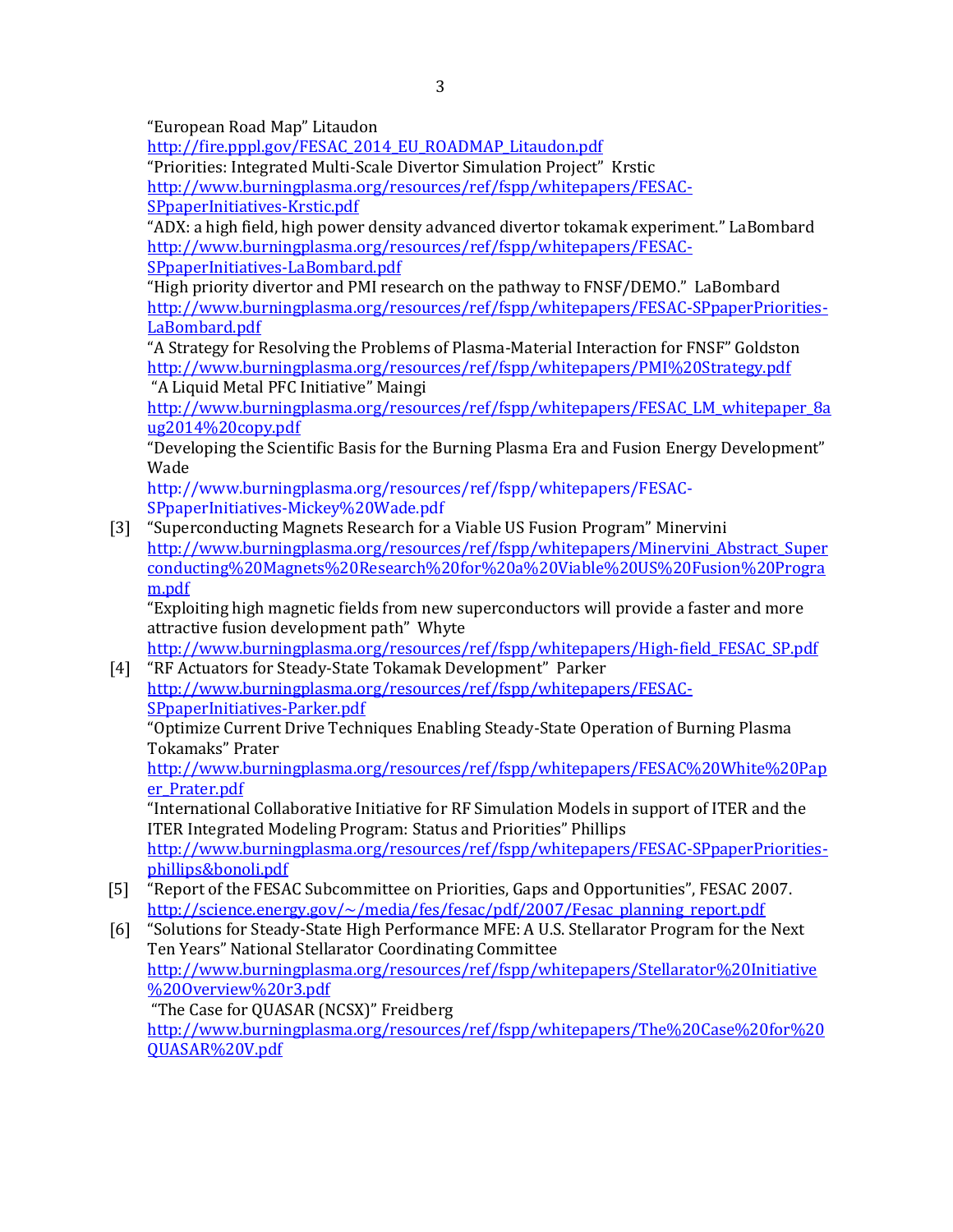"European Road Map" Litaudon
http://fire.pppl.gov/FESAC_2014_EU_ROADMAP_Litaudon.pdf
"Priorities: Integrated Multi-Scale Divertor Simulation Project" Krstic
http://www.burningplasma.org/resources/ref/fspp/whitepapers/FESAC-SPpaperInitiatives-Krstic.pdf
"ADX: a high field, high power density advanced divertor tokamak experiment." LaBombard
http://www.burningplasma.org/resources/ref/fspp/whitepapers/FESAC-SPpaperInitiatives-LaBombard.pdf
"High priority divertor and PMI research on the pathway to FNSF/DEMO." LaBombard
http://www.burningplasma.org/resources/ref/fspp/whitepapers/FESAC-SPpaperPriorities-LaBombard.pdf
"A Strategy for Resolving the Problems of Plasma-Material Interaction for FNSF" Goldston
http://www.burningplasma.org/resources/ref/fspp/whitepapers/PMI%20Strategy.pdf
"A Liquid Metal PFC Initiative" Maingi
http://www.burningplasma.org/resources/ref/fspp/whitepapers/FESAC_LM_whitepaper_8aug2014%20copy.pdf
"Developing the Scientific Basis for the Burning Plasma Era and Fusion Energy Development" Wade
http://www.burningplasma.org/resources/ref/fspp/whitepapers/FESAC-SPpaperInitiatives-Mickey%20Wade.pdf

[3] "Superconducting Magnets Research for a Viable US Fusion Program" Minervini
http://www.burningplasma.org/resources/ref/fspp/whitepapers/Minervini_Abstract_Superconducting%20Magnets%20Research%20for%20a%20Viable%20US%20Fusion%20Program.pdf
"Exploiting high magnetic fields from new superconductors will provide a faster and more attractive fusion development path" Whyte
http://www.burningplasma.org/resources/ref/fspp/whitepapers/High-field_FESAC_SP.pdf

[4] "RF Actuators for Steady-State Tokamak Development" Parker
http://www.burningplasma.org/resources/ref/fspp/whitepapers/FESAC-SPpaperInitiatives-Parker.pdf
"Optimize Current Drive Techniques Enabling Steady-State Operation of Burning Plasma Tokamaks" Prater
http://www.burningplasma.org/resources/ref/fspp/whitepapers/FESAC%20White%20Paper_Prater.pdf
"International Collaborative Initiative for RF Simulation Models in support of ITER and the ITER Integrated Modeling Program: Status and Priorities" Phillips
http://www.burningplasma.org/resources/ref/fspp/whitepapers/FESAC-SPpaperPriorities-phillips&bonoli.pdf

[5] "Report of the FESAC Subcommittee on Priorities, Gaps and Opportunities", FESAC 2007.
http://science.energy.gov/~/media/fes/fesac/pdf/2007/Fesac_planning_report.pdf

[6] "Solutions for Steady-State High Performance MFE: A U.S. Stellarator Program for the Next Ten Years" National Stellarator Coordinating Committee
http://www.burningplasma.org/resources/ref/fspp/whitepapers/Stellarator%20Initiative%20Overview%20r3.pdf
"The Case for QUASAR (NCSX)" Freidberg
http://www.burningplasma.org/resources/ref/fspp/whitepapers/The%20Case%20for%20QUASAR%20V.pdf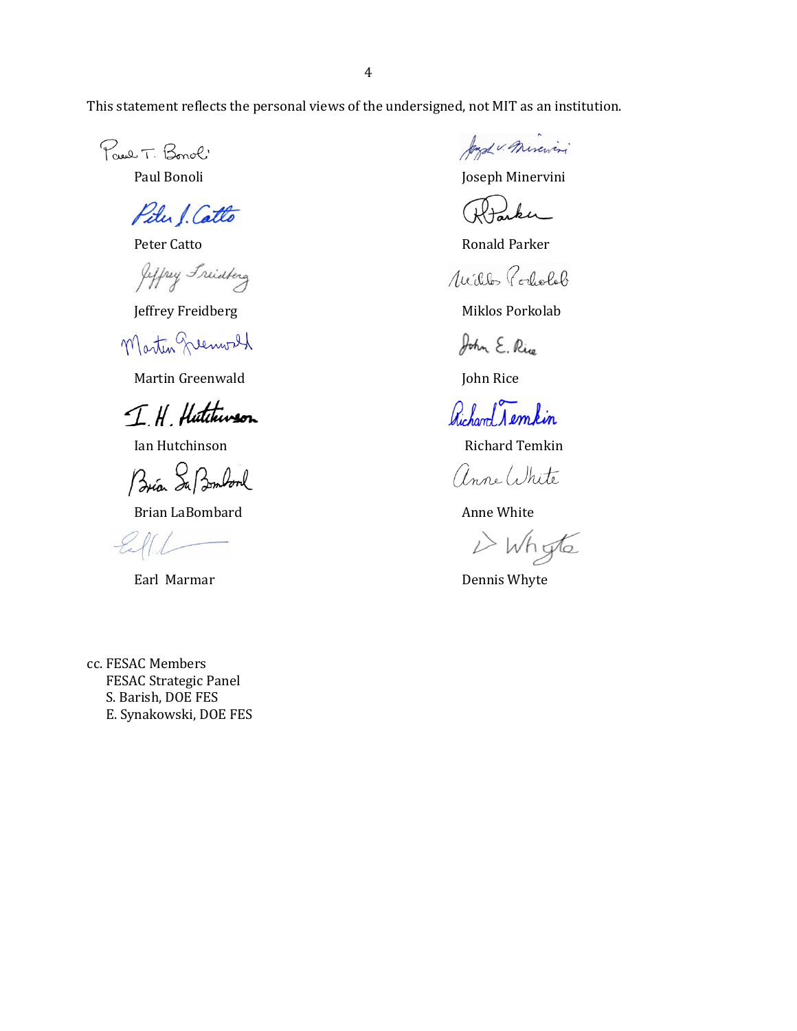This statement reflects the personal views of the undersigned, not MIT as an institution.

Paul Bonoli

Peter Catto

Jeffrey Freidberg

Martin Greenwald

Ian Hutchinson

Brian LaBombard

Earl Marmar

Joseph Minervini

Ronald Parker

Miklos Porkolab

John Rice

Richard Temkin

Anne White

Dennis Whyte

cc. FESAC Members  
FESAC Strategic Panel  
S. Barish, DOE FES  
E. Synakowski, DOE FES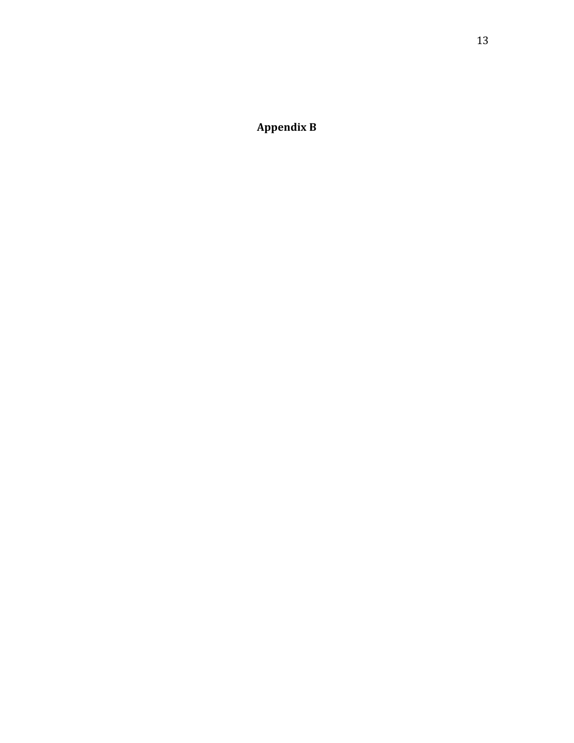# Appendix B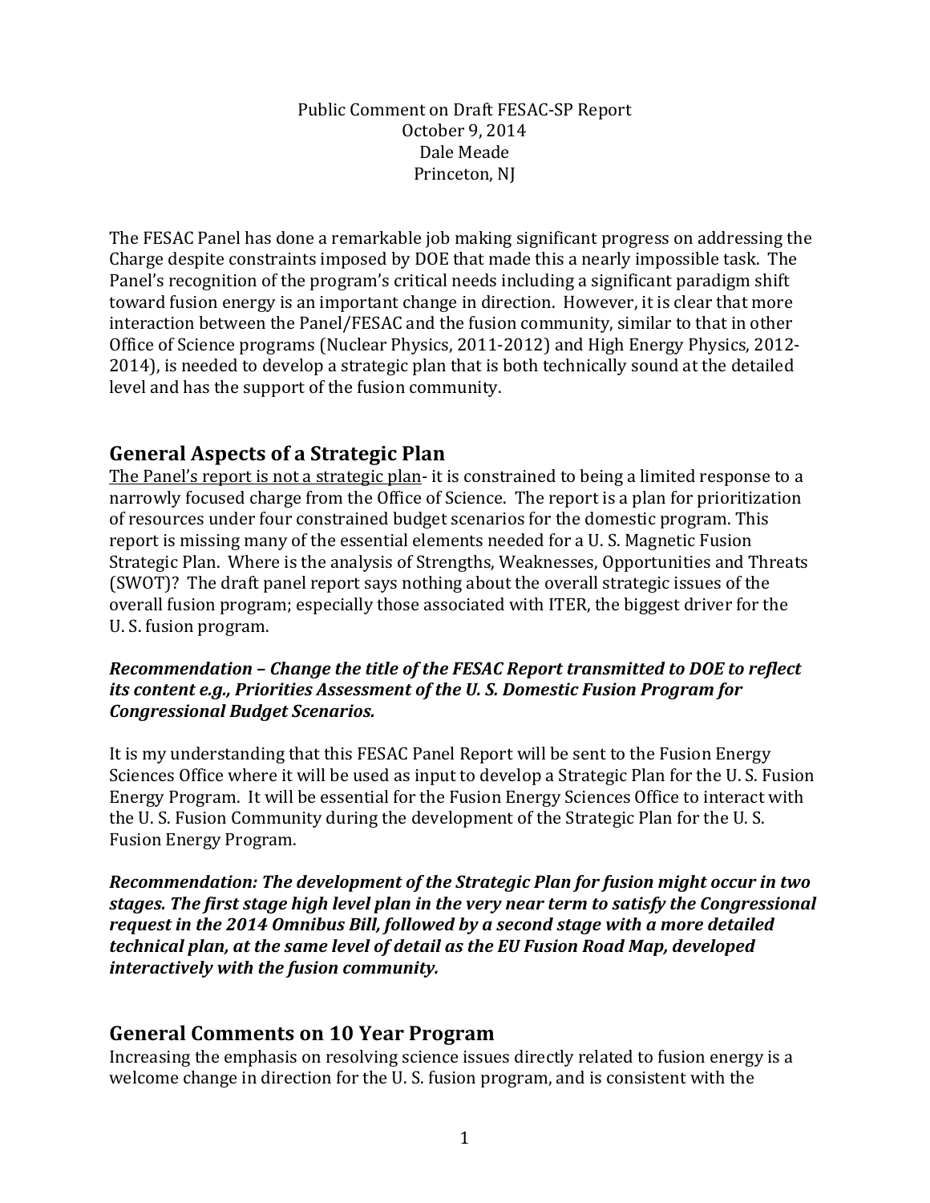Public Comment on Draft FESAC-SP Report
October 9, 2014
Dale Meade
Princeton, NJ

The FESAC Panel has done a remarkable job making significant progress on addressing the Charge despite constraints imposed by DOE that made this a nearly impossible task. The Panel's recognition of the program's critical needs including a significant paradigm shift toward fusion energy is an important change in direction. However, it is clear that more interaction between the Panel/FESAC and the fusion community, similar to that in other Office of Science programs (Nuclear Physics, 2011-2012) and High Energy Physics, 2012-2014), is needed to develop a strategic plan that is both technically sound at the detailed level and has the support of the fusion community.

## General Aspects of a Strategic Plan

<u>The Panel's report is not a strategic plan</u>- it is constrained to being a limited response to a narrowly focused charge from the Office of Science. The report is a plan for prioritization of resources under four constrained budget scenarios for the domestic program. This report is missing many of the essential elements needed for a U. S. Magnetic Fusion Strategic Plan. Where is the analysis of Strengths, Weaknesses, Opportunities and Threats (SWOT)? The draft panel report says nothing about the overall strategic issues of the overall fusion program; especially those associated with ITER, the biggest driver for the U. S. fusion program.

***Recommendation – Change the title of the FESAC Report transmitted to DOE to reflect its content e.g., Priorities Assessment of the U. S. Domestic Fusion Program for Congressional Budget Scenarios.***

It is my understanding that this FESAC Panel Report will be sent to the Fusion Energy Sciences Office where it will be used as input to develop a Strategic Plan for the U. S. Fusion Energy Program. It will be essential for the Fusion Energy Sciences Office to interact with the U. S. Fusion Community during the development of the Strategic Plan for the U. S. Fusion Energy Program.

***Recommendation: The development of the Strategic Plan for fusion might occur in two stages. The first stage high level plan in the very near term to satisfy the Congressional request in the 2014 Omnibus Bill, followed by a second stage with a more detailed technical plan, at the same level of detail as the EU Fusion Road Map, developed interactively with the fusion community.***

## General Comments on 10 Year Program

Increasing the emphasis on resolving science issues directly related to fusion energy is a welcome change in direction for the U. S. fusion program, and is consistent with the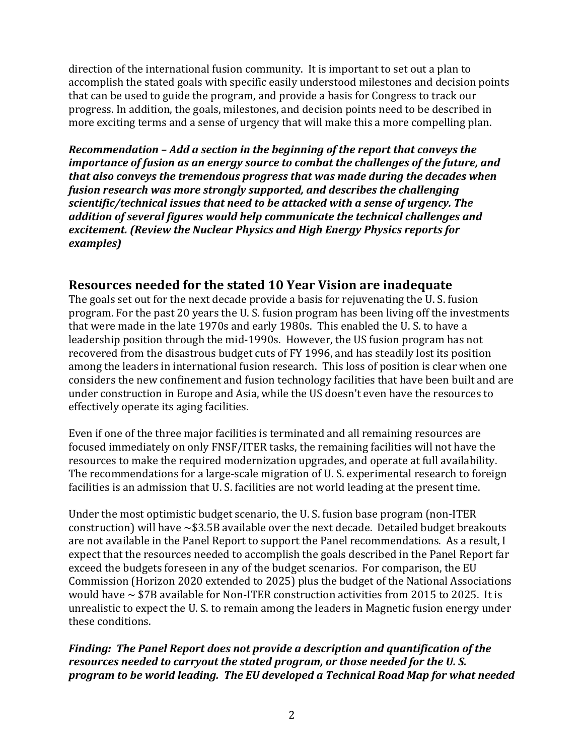direction of the international fusion community. It is important to set out a plan to accomplish the stated goals with specific easily understood milestones and decision points that can be used to guide the program, and provide a basis for Congress to track our progress. In addition, the goals, milestones, and decision points need to be described in more exciting terms and a sense of urgency that will make this a more compelling plan.

***Recommendation – Add a section in the beginning of the report that conveys the importance of fusion as an energy source to combat the challenges of the future, and that also conveys the tremendous progress that was made during the decades when fusion research was more strongly supported, and describes the challenging scientific/technical issues that need to be attacked with a sense of urgency. The addition of several figures would help communicate the technical challenges and excitement. (Review the Nuclear Physics and High Energy Physics reports for examples)***

## Resources needed for the stated 10 Year Vision are inadequate

The goals set out for the next decade provide a basis for rejuvenating the U. S. fusion program. For the past 20 years the U. S. fusion program has been living off the investments that were made in the late 1970s and early 1980s. This enabled the U. S. to have a leadership position through the mid-1990s. However, the US fusion program has not recovered from the disastrous budget cuts of FY 1996, and has steadily lost its position among the leaders in international fusion research. This loss of position is clear when one considers the new confinement and fusion technology facilities that have been built and are under construction in Europe and Asia, while the US doesn't even have the resources to effectively operate its aging facilities.

Even if one of the three major facilities is terminated and all remaining resources are focused immediately on only FNSF/ITER tasks, the remaining facilities will not have the resources to make the required modernization upgrades, and operate at full availability. The recommendations for a large-scale migration of U. S. experimental research to foreign facilities is an admission that U. S. facilities are not world leading at the present time.

Under the most optimistic budget scenario, the U. S. fusion base program (non-ITER construction) will have ~\$3.5B available over the next decade. Detailed budget breakouts are not available in the Panel Report to support the Panel recommendations. As a result, I expect that the resources needed to accomplish the goals described in the Panel Report far exceed the budgets foreseen in any of the budget scenarios. For comparison, the EU Commission (Horizon 2020 extended to 2025) plus the budget of the National Associations would have ~ \$7B available for Non-ITER construction activities from 2015 to 2025. It is unrealistic to expect the U. S. to remain among the leaders in Magnetic fusion energy under these conditions.

***Finding: The Panel Report does not provide a description and quantification of the resources needed to carryout the stated program, or those needed for the U. S. program to be world leading. The EU developed a Technical Road Map for what needed***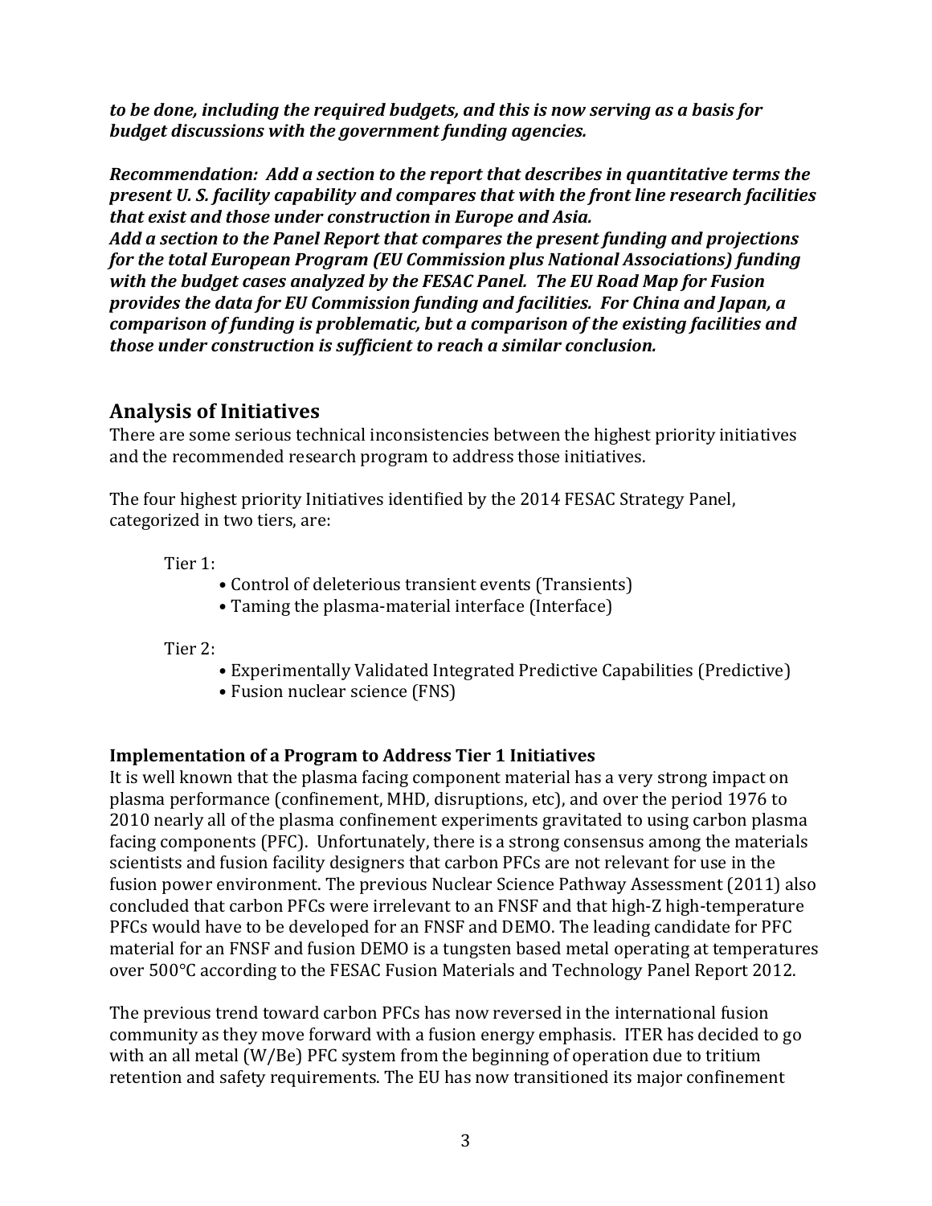***to be done, including the required budgets, and this is now serving as a basis for budget discussions with the government funding agencies.***

***Recommendation: Add a section to the report that describes in quantitative terms the present U. S. facility capability and compares that with the front line research facilities that exist and those under construction in Europe and Asia.***
***Add a section to the Panel Report that compares the present funding and projections for the total European Program (EU Commission plus National Associations) funding with the budget cases analyzed by the FESAC Panel. The EU Road Map for Fusion provides the data for EU Commission funding and facilities. For China and Japan, a comparison of funding is problematic, but a comparison of the existing facilities and those under construction is sufficient to reach a similar conclusion.***

## Analysis of Initiatives

There are some serious technical inconsistencies between the highest priority initiatives and the recommended research program to address those initiatives.

The four highest priority Initiatives identified by the 2014 FESAC Strategy Panel, categorized in two tiers, are:

Tier 1:

- Control of deleterious transient events (Transients)
- Taming the plasma-material interface (Interface)

Tier 2:

- Experimentally Validated Integrated Predictive Capabilities (Predictive)
- Fusion nuclear science (FNS)

### Implementation of a Program to Address Tier 1 Initiatives

It is well known that the plasma facing component material has a very strong impact on plasma performance (confinement, MHD, disruptions, etc), and over the period 1976 to 2010 nearly all of the plasma confinement experiments gravitated to using carbon plasma facing components (PFC). Unfortunately, there is a strong consensus among the materials scientists and fusion facility designers that carbon PFCs are not relevant for use in the fusion power environment. The previous Nuclear Science Pathway Assessment (2011) also concluded that carbon PFCs were irrelevant to an FNSF and that high-Z high-temperature PFCs would have to be developed for an FNSF and DEMO. The leading candidate for PFC material for an FNSF and fusion DEMO is a tungsten based metal operating at temperatures over 500°C according to the FESAC Fusion Materials and Technology Panel Report 2012.

The previous trend toward carbon PFCs has now reversed in the international fusion community as they move forward with a fusion energy emphasis. ITER has decided to go with an all metal (W/Be) PFC system from the beginning of operation due to tritium retention and safety requirements. The EU has now transitioned its major confinement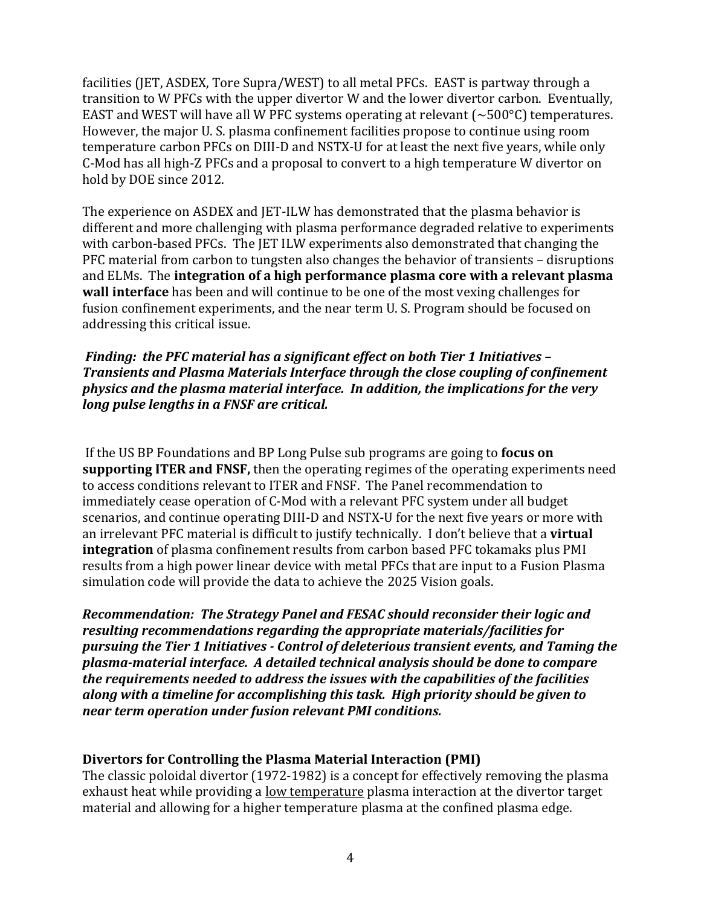facilities (JET, ASDEX, Tore Supra/WEST) to all metal PFCs. EAST is partway through a transition to W PFCs with the upper divertor W and the lower divertor carbon. Eventually, EAST and WEST will have all W PFC systems operating at relevant (~500°C) temperatures. However, the major U. S. plasma confinement facilities propose to continue using room temperature carbon PFCs on DIII-D and NSTX-U for at least the next five years, while only C-Mod has all high-Z PFCs and a proposal to convert to a high temperature W divertor on hold by DOE since 2012.

The experience on ASDEX and JET-ILW has demonstrated that the plasma behavior is different and more challenging with plasma performance degraded relative to experiments with carbon-based PFCs. The JET ILW experiments also demonstrated that changing the PFC material from carbon to tungsten also changes the behavior of transients – disruptions and ELMs. The **integration of a high performance plasma core with a relevant plasma wall interface** has been and will continue to be one of the most vexing challenges for fusion confinement experiments, and the near term U. S. Program should be focused on addressing this critical issue.

***Finding: the PFC material has a significant effect on both Tier 1 Initiatives – Transients and Plasma Materials Interface through the close coupling of confinement physics and the plasma material interface. In addition, the implications for the very long pulse lengths in a FNSF are critical.***

If the US BP Foundations and BP Long Pulse sub programs are going to **focus on supporting ITER and FNSF,** then the operating regimes of the operating experiments need to access conditions relevant to ITER and FNSF. The Panel recommendation to immediately cease operation of C-Mod with a relevant PFC system under all budget scenarios, and continue operating DIII-D and NSTX-U for the next five years or more with an irrelevant PFC material is difficult to justify technically. I don't believe that a **virtual integration** of plasma confinement results from carbon based PFC tokamaks plus PMI results from a high power linear device with metal PFCs that are input to a Fusion Plasma simulation code will provide the data to achieve the 2025 Vision goals.

***Recommendation: The Strategy Panel and FESAC should reconsider their logic and resulting recommendations regarding the appropriate materials/facilities for pursuing the Tier 1 Initiatives - Control of deleterious transient events, and Taming the plasma-material interface. A detailed technical analysis should be done to compare the requirements needed to address the issues with the capabilities of the facilities along with a timeline for accomplishing this task. High priority should be given to near term operation under fusion relevant PMI conditions.***

**Divertors for Controlling the Plasma Material Interaction (PMI)**

The classic poloidal divertor (1972-1982) is a concept for effectively removing the plasma exhaust heat while providing a <u>low temperature</u> plasma interaction at the divertor target material and allowing for a higher temperature plasma at the confined plasma edge.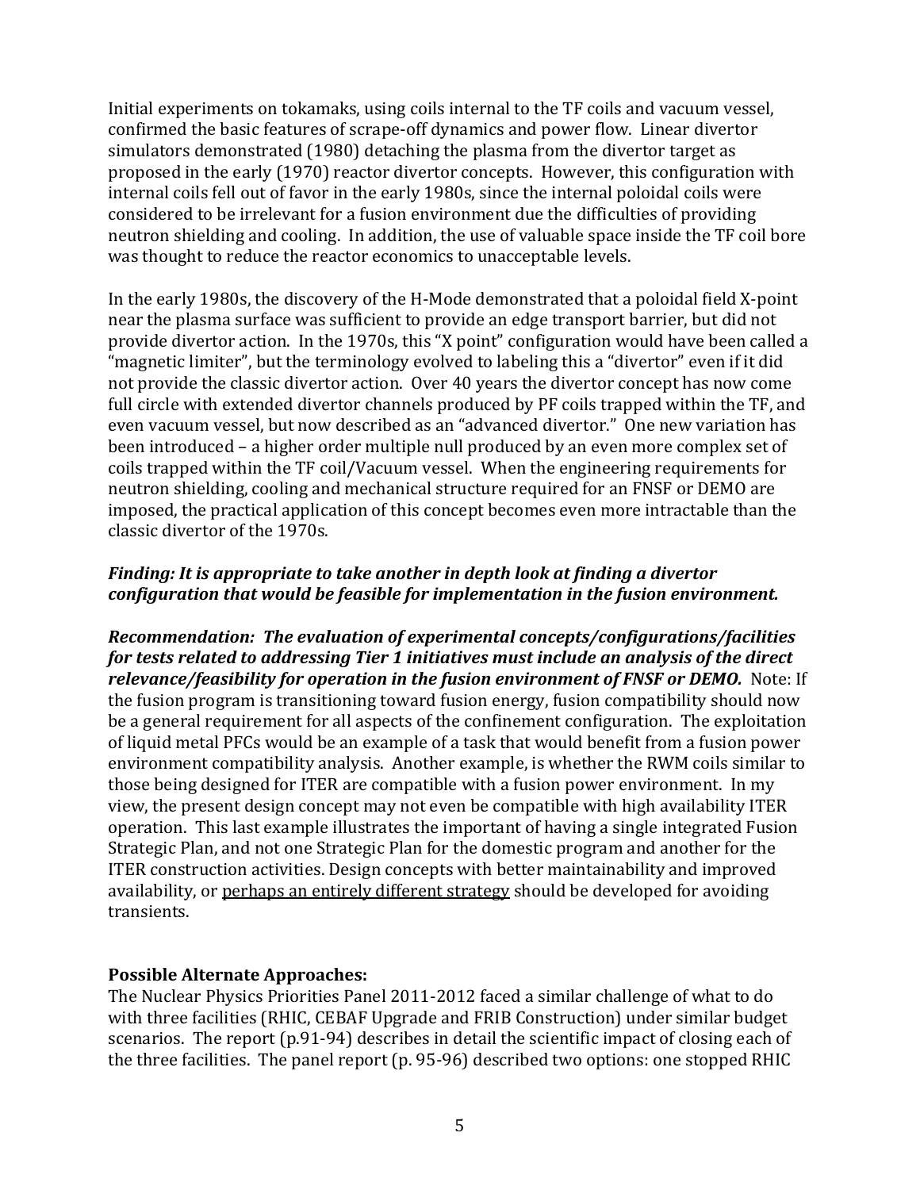Initial experiments on tokamaks, using coils internal to the TF coils and vacuum vessel, confirmed the basic features of scrape-off dynamics and power flow. Linear divertor simulators demonstrated (1980) detaching the plasma from the divertor target as proposed in the early (1970) reactor divertor concepts. However, this configuration with internal coils fell out of favor in the early 1980s, since the internal poloidal coils were considered to be irrelevant for a fusion environment due the difficulties of providing neutron shielding and cooling. In addition, the use of valuable space inside the TF coil bore was thought to reduce the reactor economics to unacceptable levels.

In the early 1980s, the discovery of the H-Mode demonstrated that a poloidal field X-point near the plasma surface was sufficient to provide an edge transport barrier, but did not provide divertor action. In the 1970s, this "X point" configuration would have been called a "magnetic limiter", but the terminology evolved to labeling this a "divertor" even if it did not provide the classic divertor action. Over 40 years the divertor concept has now come full circle with extended divertor channels produced by PF coils trapped within the TF, and even vacuum vessel, but now described as an "advanced divertor." One new variation has been introduced – a higher order multiple null produced by an even more complex set of coils trapped within the TF coil/Vacuum vessel. When the engineering requirements for neutron shielding, cooling and mechanical structure required for an FNSF or DEMO are imposed, the practical application of this concept becomes even more intractable than the classic divertor of the 1970s.

***Finding: It is appropriate to take another in depth look at finding a divertor configuration that would be feasible for implementation in the fusion environment.***

***Recommendation: The evaluation of experimental concepts/configurations/facilities for tests related to addressing Tier 1 initiatives must include an analysis of the direct relevance/feasibility for operation in the fusion environment of FNSF or DEMO.*** Note: If the fusion program is transitioning toward fusion energy, fusion compatibility should now be a general requirement for all aspects of the confinement configuration. The exploitation of liquid metal PFCs would be an example of a task that would benefit from a fusion power environment compatibility analysis. Another example, is whether the RWM coils similar to those being designed for ITER are compatible with a fusion power environment. In my view, the present design concept may not even be compatible with high availability ITER operation. This last example illustrates the important of having a single integrated Fusion Strategic Plan, and not one Strategic Plan for the domestic program and another for the ITER construction activities. Design concepts with better maintainability and improved availability, or <u>perhaps an entirely different strategy</u> should be developed for avoiding transients.

**Possible Alternate Approaches:**

The Nuclear Physics Priorities Panel 2011-2012 faced a similar challenge of what to do with three facilities (RHIC, CEBAF Upgrade and FRIB Construction) under similar budget scenarios. The report (p.91-94) describes in detail the scientific impact of closing each of the three facilities. The panel report (p. 95-96) described two options: one stopped RHIC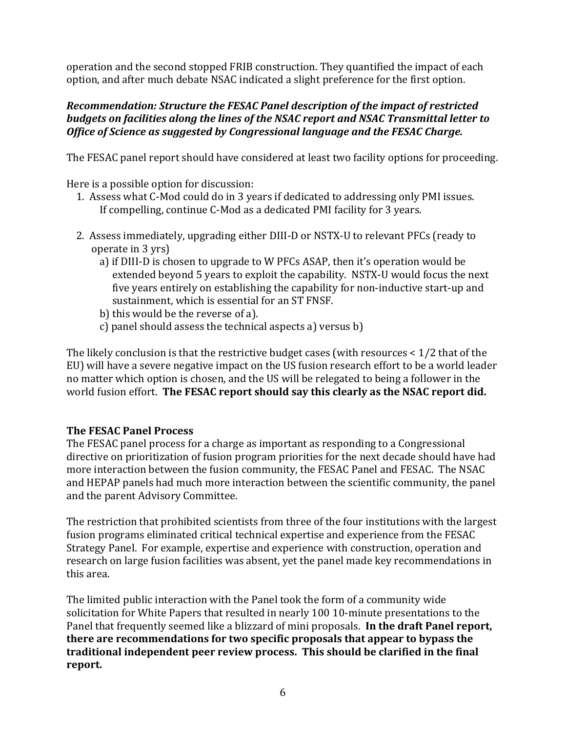operation and the second stopped FRIB construction. They quantified the impact of each option, and after much debate NSAC indicated a slight preference for the first option.

***Recommendation: Structure the FESAC Panel description of the impact of restricted budgets on facilities along the lines of the NSAC report and NSAC Transmittal letter to Office of Science as suggested by Congressional language and the FESAC Charge.***

The FESAC panel report should have considered at least two facility options for proceeding.

Here is a possible option for discussion:

1. Assess what C-Mod could do in 3 years if dedicated to addressing only PMI issues. If compelling, continue C-Mod as a dedicated PMI facility for 3 years.

2. Assess immediately, upgrading either DIII-D or NSTX-U to relevant PFCs (ready to operate in 3 yrs)
   a) if DIII-D is chosen to upgrade to W PFCs ASAP, then it's operation would be extended beyond 5 years to exploit the capability. NSTX-U would focus the next five years entirely on establishing the capability for non-inductive start-up and sustainment, which is essential for an ST FNSF.
   b) this would be the reverse of a).
   c) panel should assess the technical aspects a) versus b)

The likely conclusion is that the restrictive budget cases (with resources < 1/2 that of the EU) will have a severe negative impact on the US fusion research effort to be a world leader no matter which option is chosen, and the US will be relegated to being a follower in the world fusion effort. **The FESAC report should say this clearly as the NSAC report did.**

**The FESAC Panel Process**

The FESAC panel process for a charge as important as responding to a Congressional directive on prioritization of fusion program priorities for the next decade should have had more interaction between the fusion community, the FESAC Panel and FESAC. The NSAC and HEPAP panels had much more interaction between the scientific community, the panel and the parent Advisory Committee.

The restriction that prohibited scientists from three of the four institutions with the largest fusion programs eliminated critical technical expertise and experience from the FESAC Strategy Panel. For example, expertise and experience with construction, operation and research on large fusion facilities was absent, yet the panel made key recommendations in this area.

The limited public interaction with the Panel took the form of a community wide solicitation for White Papers that resulted in nearly 100 10-minute presentations to the Panel that frequently seemed like a blizzard of mini proposals. **In the draft Panel report, there are recommendations for two specific proposals that appear to bypass the traditional independent peer review process. This should be clarified in the final report.**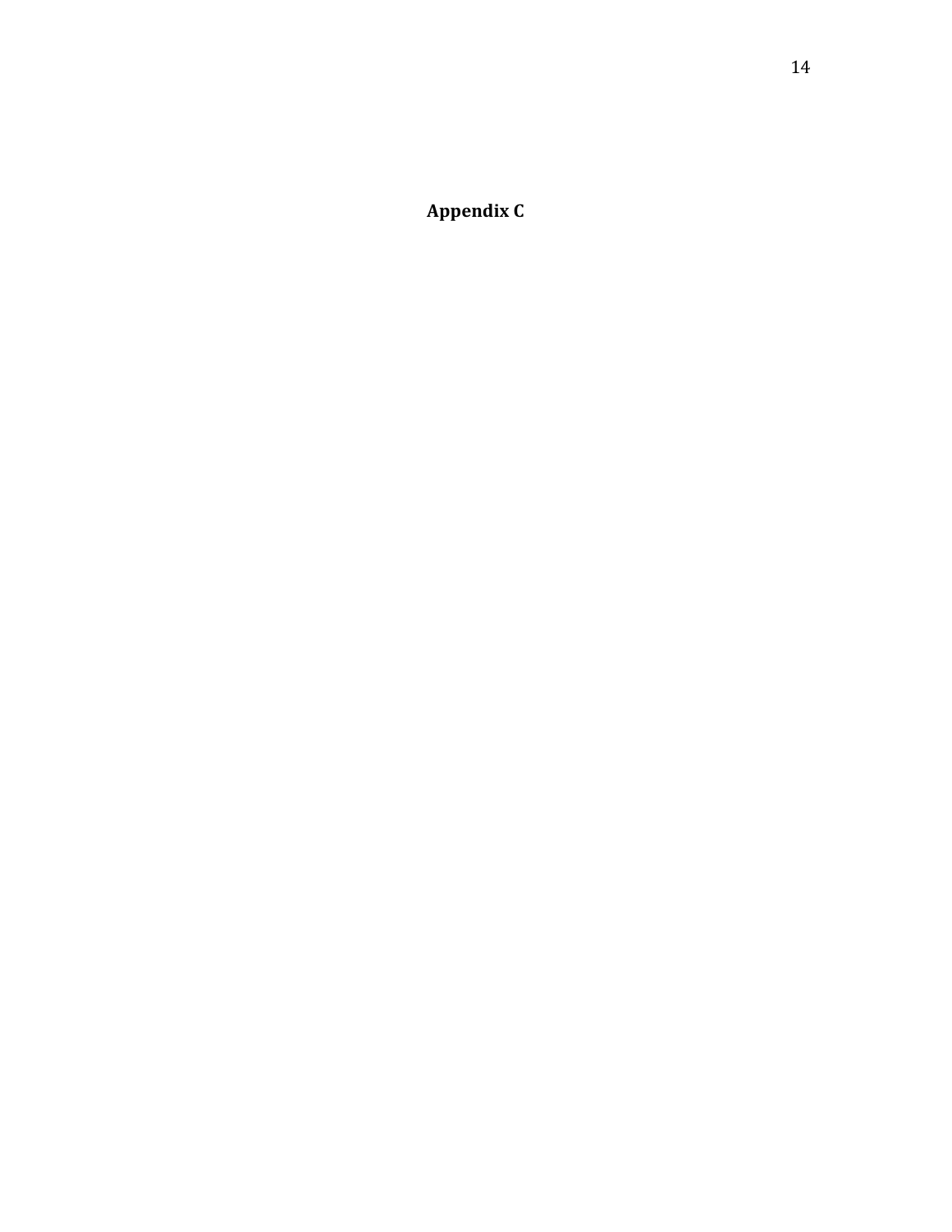**Appendix C**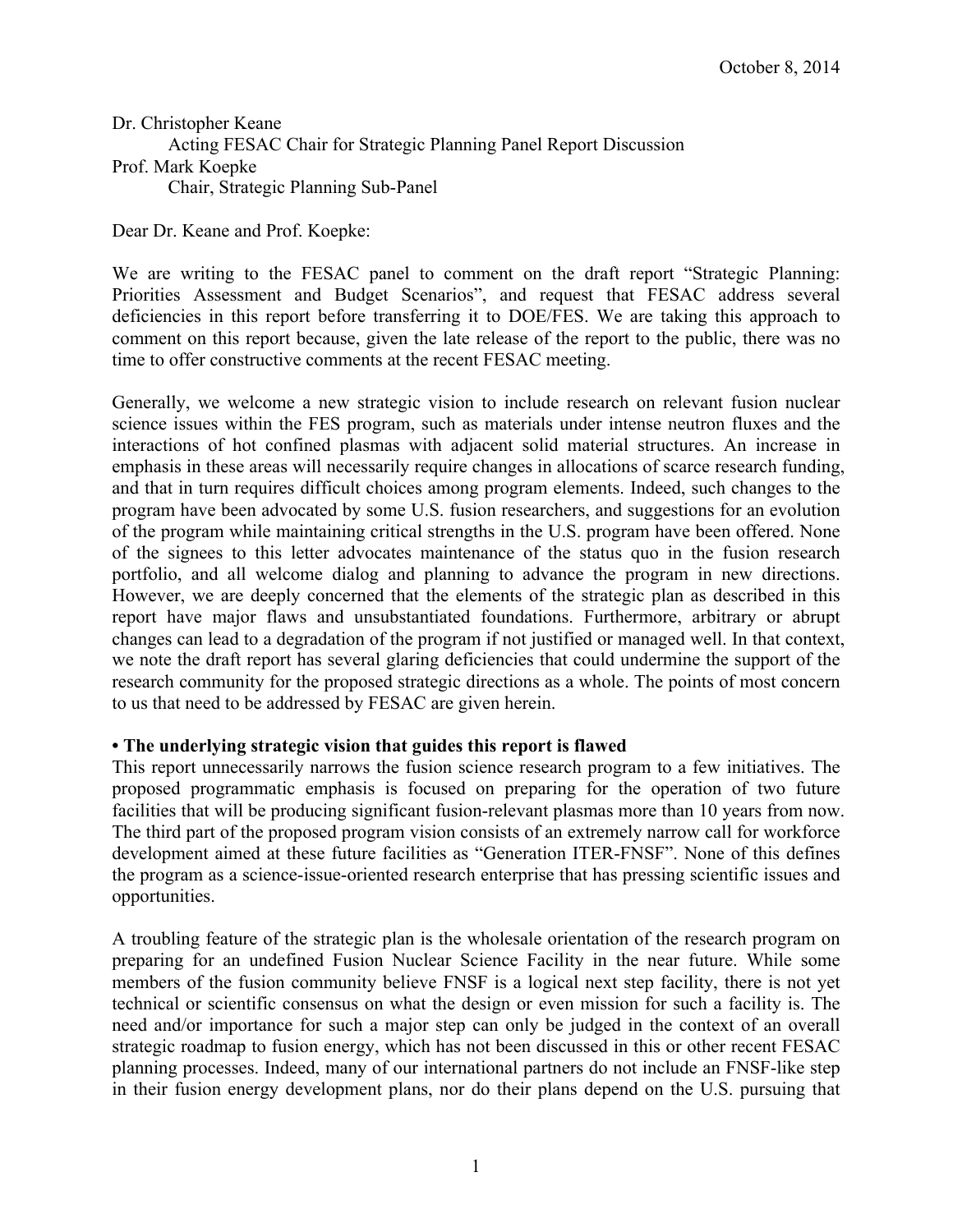October 8, 2014

Dr. Christopher Keane
Acting FESAC Chair for Strategic Planning Panel Report Discussion
Prof. Mark Koepke
Chair, Strategic Planning Sub-Panel

Dear Dr. Keane and Prof. Koepke:

We are writing to the FESAC panel to comment on the draft report "Strategic Planning: Priorities Assessment and Budget Scenarios", and request that FESAC address several deficiencies in this report before transferring it to DOE/FES. We are taking this approach to comment on this report because, given the late release of the report to the public, there was no time to offer constructive comments at the recent FESAC meeting.

Generally, we welcome a new strategic vision to include research on relevant fusion nuclear science issues within the FES program, such as materials under intense neutron fluxes and the interactions of hot confined plasmas with adjacent solid material structures. An increase in emphasis in these areas will necessarily require changes in allocations of scarce research funding, and that in turn requires difficult choices among program elements. Indeed, such changes to the program have been advocated by some U.S. fusion researchers, and suggestions for an evolution of the program while maintaining critical strengths in the U.S. program have been offered. None of the signees to this letter advocates maintenance of the status quo in the fusion research portfolio, and all welcome dialog and planning to advance the program in new directions. However, we are deeply concerned that the elements of the strategic plan as described in this report have major flaws and unsubstantiated foundations. Furthermore, arbitrary or abrupt changes can lead to a degradation of the program if not justified or managed well. In that context, we note the draft report has several glaring deficiencies that could undermine the support of the research community for the proposed strategic directions as a whole. The points of most concern to us that need to be addressed by FESAC are given herein.

**• The underlying strategic vision that guides this report is flawed**

This report unnecessarily narrows the fusion science research program to a few initiatives. The proposed programmatic emphasis is focused on preparing for the operation of two future facilities that will be producing significant fusion-relevant plasmas more than 10 years from now. The third part of the proposed program vision consists of an extremely narrow call for workforce development aimed at these future facilities as "Generation ITER-FNSF". None of this defines the program as a science-issue-oriented research enterprise that has pressing scientific issues and opportunities.

A troubling feature of the strategic plan is the wholesale orientation of the research program on preparing for an undefined Fusion Nuclear Science Facility in the near future. While some members of the fusion community believe FNSF is a logical next step facility, there is not yet technical or scientific consensus on what the design or even mission for such a facility is. The need and/or importance for such a major step can only be judged in the context of an overall strategic roadmap to fusion energy, which has not been discussed in this or other recent FESAC planning processes. Indeed, many of our international partners do not include an FNSF-like step in their fusion energy development plans, nor do their plans depend on the U.S. pursuing that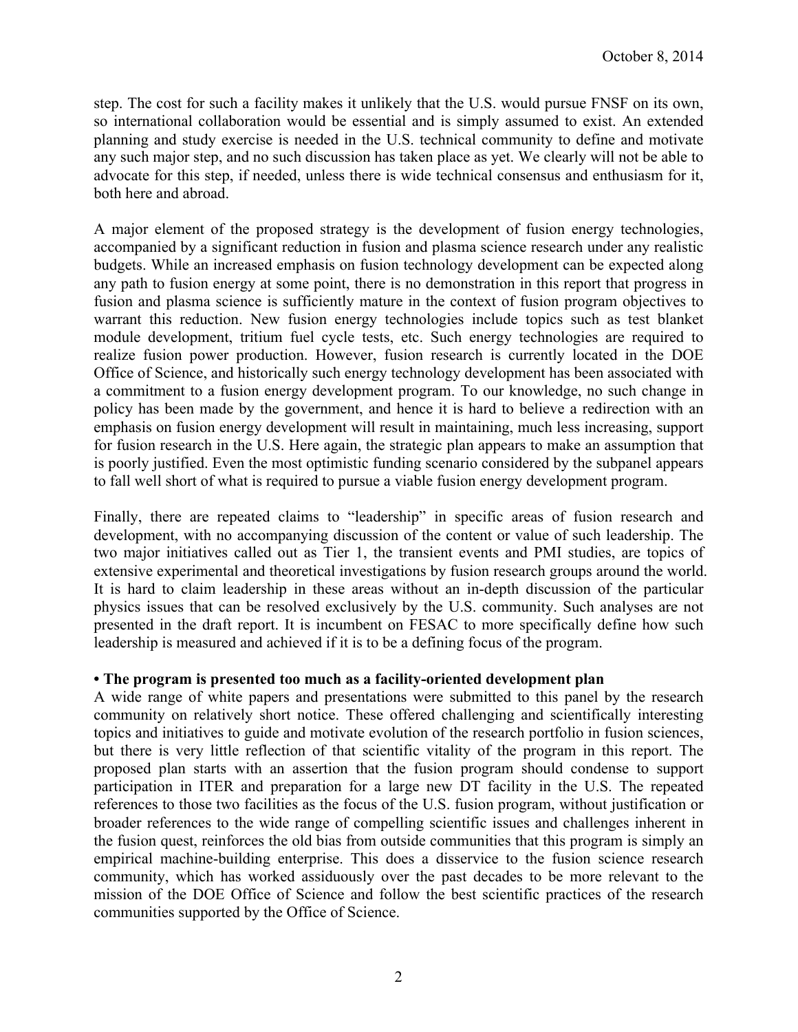step. The cost for such a facility makes it unlikely that the U.S. would pursue FNSF on its own, so international collaboration would be essential and is simply assumed to exist. An extended planning and study exercise is needed in the U.S. technical community to define and motivate any such major step, and no such discussion has taken place as yet. We clearly will not be able to advocate for this step, if needed, unless there is wide technical consensus and enthusiasm for it, both here and abroad.

A major element of the proposed strategy is the development of fusion energy technologies, accompanied by a significant reduction in fusion and plasma science research under any realistic budgets. While an increased emphasis on fusion technology development can be expected along any path to fusion energy at some point, there is no demonstration in this report that progress in fusion and plasma science is sufficiently mature in the context of fusion program objectives to warrant this reduction. New fusion energy technologies include topics such as test blanket module development, tritium fuel cycle tests, etc. Such energy technologies are required to realize fusion power production. However, fusion research is currently located in the DOE Office of Science, and historically such energy technology development has been associated with a commitment to a fusion energy development program. To our knowledge, no such change in policy has been made by the government, and hence it is hard to believe a redirection with an emphasis on fusion energy development will result in maintaining, much less increasing, support for fusion research in the U.S. Here again, the strategic plan appears to make an assumption that is poorly justified. Even the most optimistic funding scenario considered by the subpanel appears to fall well short of what is required to pursue a viable fusion energy development program.

Finally, there are repeated claims to "leadership" in specific areas of fusion research and development, with no accompanying discussion of the content or value of such leadership. The two major initiatives called out as Tier 1, the transient events and PMI studies, are topics of extensive experimental and theoretical investigations by fusion research groups around the world. It is hard to claim leadership in these areas without an in-depth discussion of the particular physics issues that can be resolved exclusively by the U.S. community. Such analyses are not presented in the draft report. It is incumbent on FESAC to more specifically define how such leadership is measured and achieved if it is to be a defining focus of the program.

**• The program is presented too much as a facility-oriented development plan**

A wide range of white papers and presentations were submitted to this panel by the research community on relatively short notice. These offered challenging and scientifically interesting topics and initiatives to guide and motivate evolution of the research portfolio in fusion sciences, but there is very little reflection of that scientific vitality of the program in this report. The proposed plan starts with an assertion that the fusion program should condense to support participation in ITER and preparation for a large new DT facility in the U.S. The repeated references to those two facilities as the focus of the U.S. fusion program, without justification or broader references to the wide range of compelling scientific issues and challenges inherent in the fusion quest, reinforces the old bias from outside communities that this program is simply an empirical machine-building enterprise. This does a disservice to the fusion science research community, which has worked assiduously over the past decades to be more relevant to the mission of the DOE Office of Science and follow the best scientific practices of the research communities supported by the Office of Science.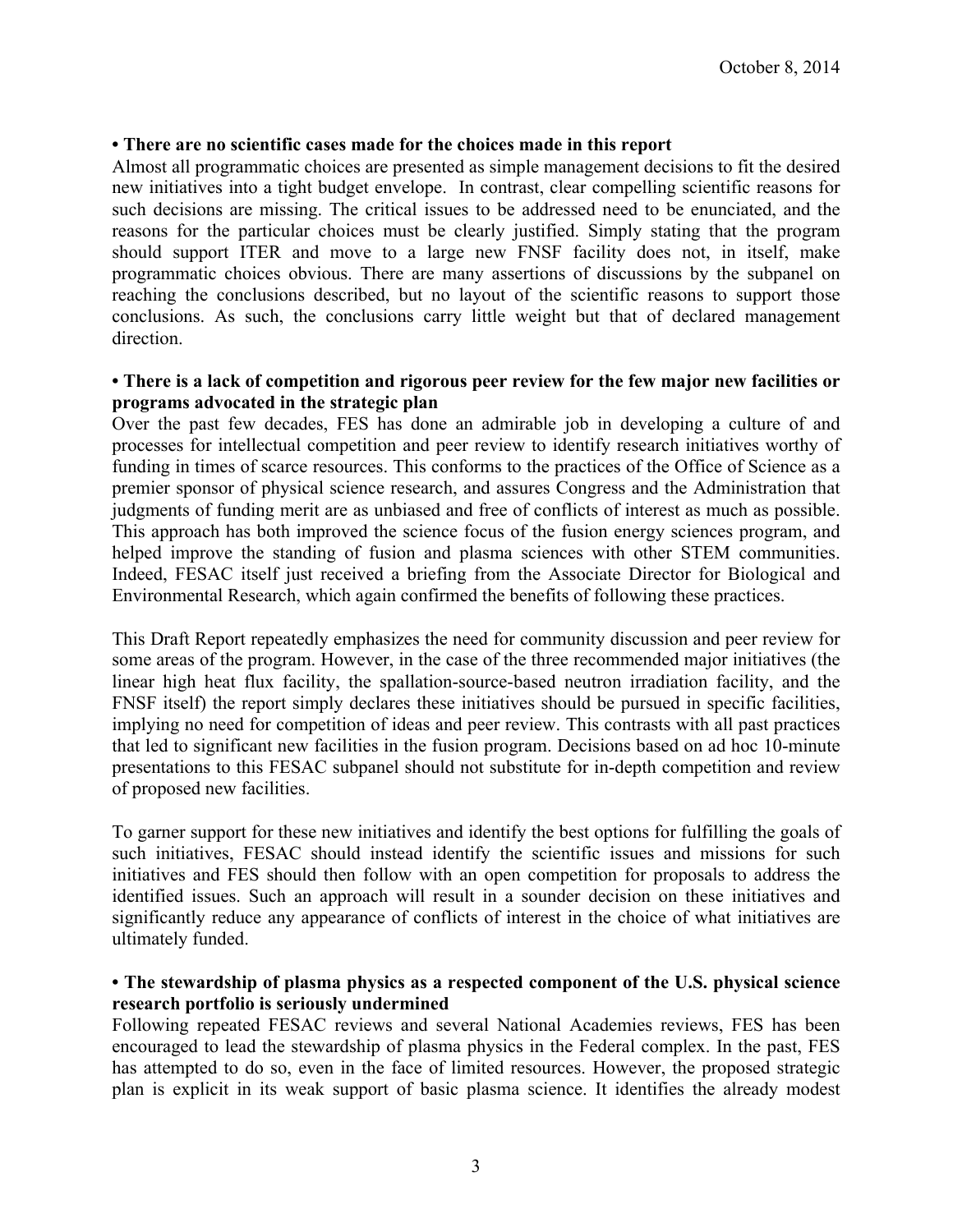October 8, 2014

**• There are no scientific cases made for the choices made in this report**

Almost all programmatic choices are presented as simple management decisions to fit the desired new initiatives into a tight budget envelope. In contrast, clear compelling scientific reasons for such decisions are missing. The critical issues to be addressed need to be enunciated, and the reasons for the particular choices must be clearly justified. Simply stating that the program should support ITER and move to a large new FNSF facility does not, in itself, make programmatic choices obvious. There are many assertions of discussions by the subpanel on reaching the conclusions described, but no layout of the scientific reasons to support those conclusions. As such, the conclusions carry little weight but that of declared management direction.

**• There is a lack of competition and rigorous peer review for the few major new facilities or programs advocated in the strategic plan**

Over the past few decades, FES has done an admirable job in developing a culture of and processes for intellectual competition and peer review to identify research initiatives worthy of funding in times of scarce resources. This conforms to the practices of the Office of Science as a premier sponsor of physical science research, and assures Congress and the Administration that judgments of funding merit are as unbiased and free of conflicts of interest as much as possible. This approach has both improved the science focus of the fusion energy sciences program, and helped improve the standing of fusion and plasma sciences with other STEM communities. Indeed, FESAC itself just received a briefing from the Associate Director for Biological and Environmental Research, which again confirmed the benefits of following these practices.

This Draft Report repeatedly emphasizes the need for community discussion and peer review for some areas of the program. However, in the case of the three recommended major initiatives (the linear high heat flux facility, the spallation-source-based neutron irradiation facility, and the FNSF itself) the report simply declares these initiatives should be pursued in specific facilities, implying no need for competition of ideas and peer review. This contrasts with all past practices that led to significant new facilities in the fusion program. Decisions based on ad hoc 10-minute presentations to this FESAC subpanel should not substitute for in-depth competition and review of proposed new facilities.

To garner support for these new initiatives and identify the best options for fulfilling the goals of such initiatives, FESAC should instead identify the scientific issues and missions for such initiatives and FES should then follow with an open competition for proposals to address the identified issues. Such an approach will result in a sounder decision on these initiatives and significantly reduce any appearance of conflicts of interest in the choice of what initiatives are ultimately funded.

**• The stewardship of plasma physics as a respected component of the U.S. physical science research portfolio is seriously undermined**

Following repeated FESAC reviews and several National Academies reviews, FES has been encouraged to lead the stewardship of plasma physics in the Federal complex. In the past, FES has attempted to do so, even in the face of limited resources. However, the proposed strategic plan is explicit in its weak support of basic plasma science. It identifies the already modest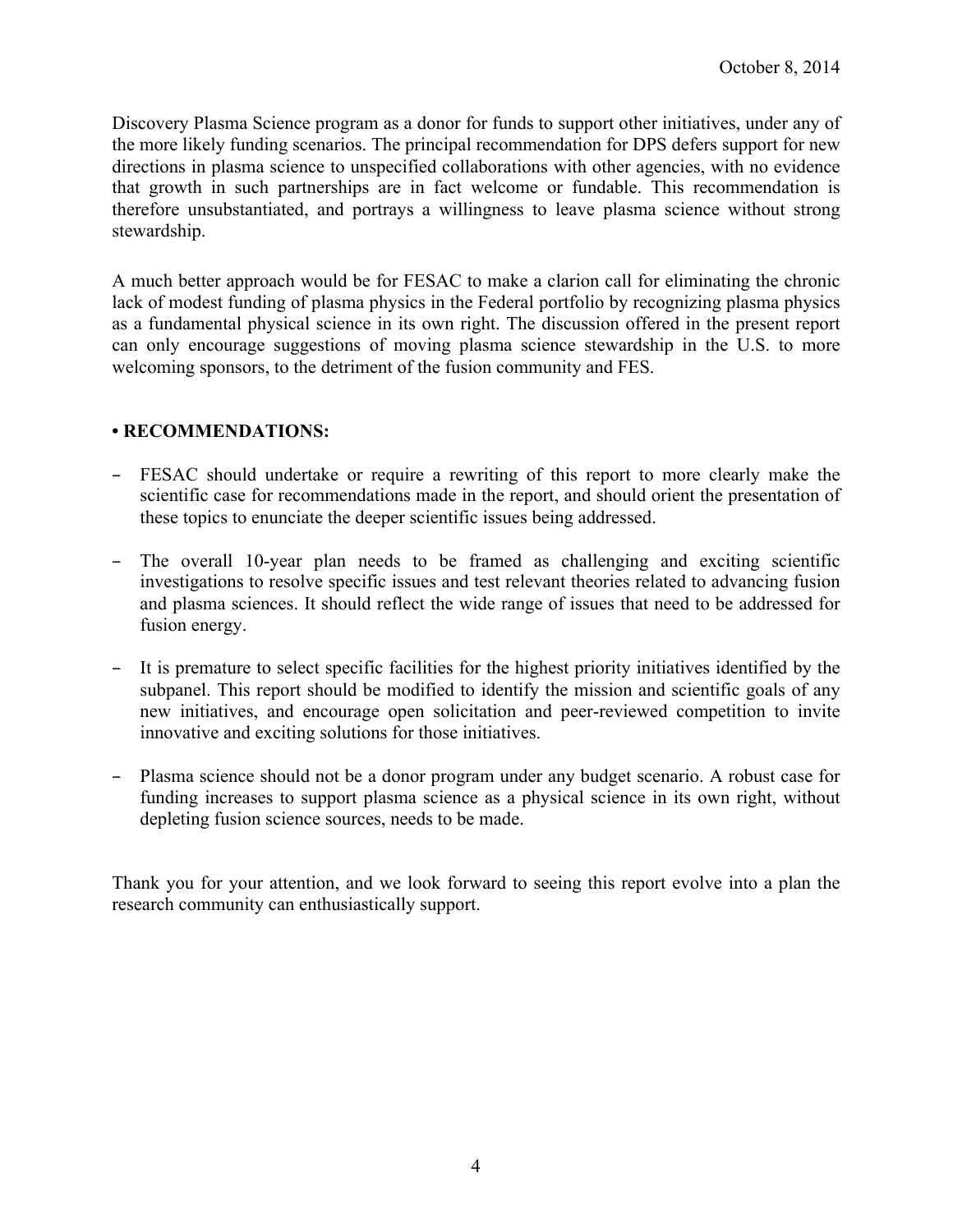Discovery Plasma Science program as a donor for funds to support other initiatives, under any of the more likely funding scenarios. The principal recommendation for DPS defers support for new directions in plasma science to unspecified collaborations with other agencies, with no evidence that growth in such partnerships are in fact welcome or fundable. This recommendation is therefore unsubstantiated, and portrays a willingness to leave plasma science without strong stewardship.

A much better approach would be for FESAC to make a clarion call for eliminating the chronic lack of modest funding of plasma physics in the Federal portfolio by recognizing plasma physics as a fundamental physical science in its own right. The discussion offered in the present report can only encourage suggestions of moving plasma science stewardship in the U.S. to more welcoming sponsors, to the detriment of the fusion community and FES.

**• RECOMMENDATIONS:**

- FESAC should undertake or require a rewriting of this report to more clearly make the scientific case for recommendations made in the report, and should orient the presentation of these topics to enunciate the deeper scientific issues being addressed.

- The overall 10-year plan needs to be framed as challenging and exciting scientific investigations to resolve specific issues and test relevant theories related to advancing fusion and plasma sciences. It should reflect the wide range of issues that need to be addressed for fusion energy.

- It is premature to select specific facilities for the highest priority initiatives identified by the subpanel. This report should be modified to identify the mission and scientific goals of any new initiatives, and encourage open solicitation and peer-reviewed competition to invite innovative and exciting solutions for those initiatives.

- Plasma science should not be a donor program under any budget scenario. A robust case for funding increases to support plasma science as a physical science in its own right, without depleting fusion science sources, needs to be made.

Thank you for your attention, and we look forward to seeing this report evolve into a plan the research community can enthusiastically support.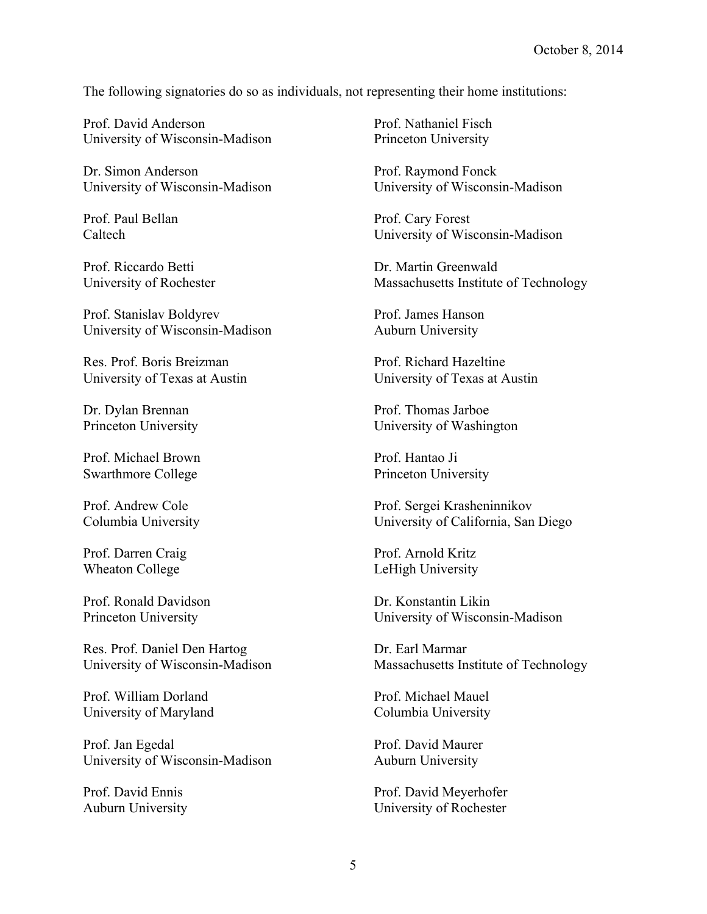October 8, 2014

The following signatories do so as individuals, not representing their home institutions:

Prof. David Anderson
University of Wisconsin-Madison

Dr. Simon Anderson
University of Wisconsin-Madison

Prof. Paul Bellan
Caltech

Prof. Riccardo Betti
University of Rochester

Prof. Stanislav Boldyrev
University of Wisconsin-Madison

Res. Prof. Boris Breizman
University of Texas at Austin

Dr. Dylan Brennan
Princeton University

Prof. Michael Brown
Swarthmore College

Prof. Andrew Cole
Columbia University

Prof. Darren Craig
Wheaton College

Prof. Ronald Davidson
Princeton University

Res. Prof. Daniel Den Hartog
University of Wisconsin-Madison

Prof. William Dorland
University of Maryland

Prof. Jan Egedal
University of Wisconsin-Madison

Prof. David Ennis
Auburn University

Prof. Nathaniel Fisch
Princeton University

Prof. Raymond Fonck
University of Wisconsin-Madison

Prof. Cary Forest
University of Wisconsin-Madison

Dr. Martin Greenwald
Massachusetts Institute of Technology

Prof. James Hanson
Auburn University

Prof. Richard Hazeltine
University of Texas at Austin

Prof. Thomas Jarboe
University of Washington

Prof. Hantao Ji
Princeton University

Prof. Sergei Krasheninnikov
University of California, San Diego

Prof. Arnold Kritz
LeHigh University

Dr. Konstantin Likin
University of Wisconsin-Madison

Dr. Earl Marmar
Massachusetts Institute of Technology

Prof. Michael Mauel
Columbia University

Prof. David Maurer
Auburn University

Prof. David Meyerhofer
University of Rochester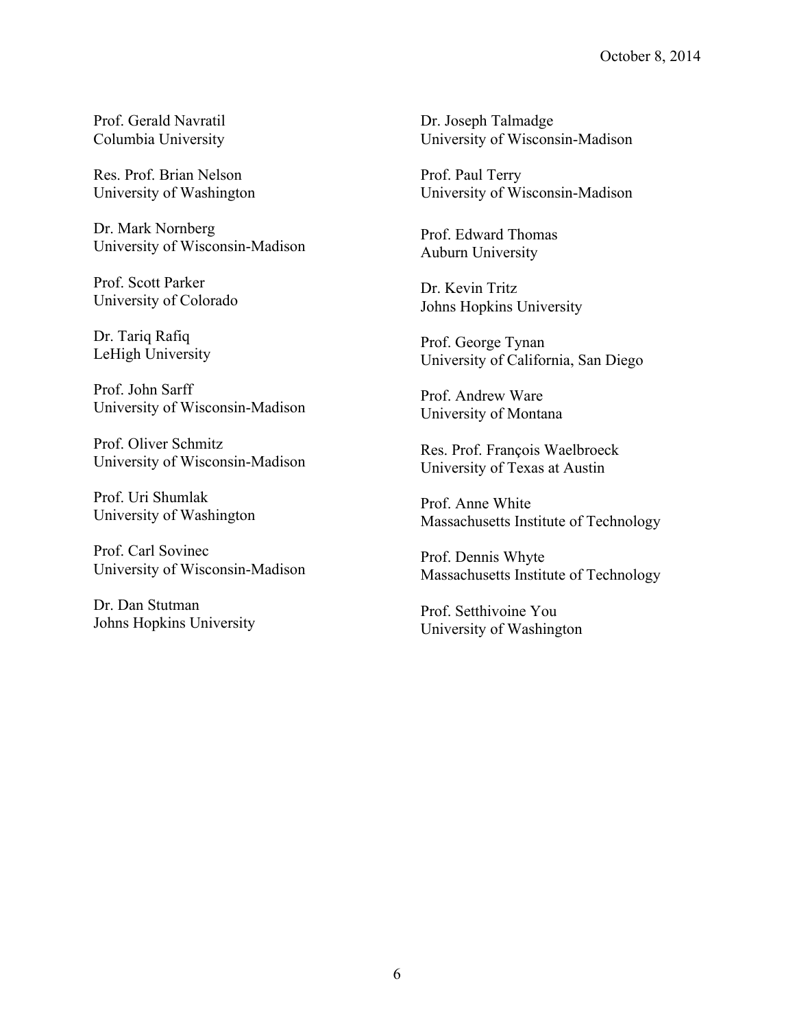Prof. Gerald Navratil
Columbia University

Res. Prof. Brian Nelson
University of Washington

Dr. Mark Nornberg
University of Wisconsin-Madison

Prof. Scott Parker
University of Colorado

Dr. Tariq Rafiq
LeHigh University

Prof. John Sarff
University of Wisconsin-Madison

Prof. Oliver Schmitz
University of Wisconsin-Madison

Prof. Uri Shumlak
University of Washington

Prof. Carl Sovinec
University of Wisconsin-Madison

Dr. Dan Stutman
Johns Hopkins University

Dr. Joseph Talmadge
University of Wisconsin-Madison

Prof. Paul Terry
University of Wisconsin-Madison

Prof. Edward Thomas
Auburn University

Dr. Kevin Tritz
Johns Hopkins University

Prof. George Tynan
University of California, San Diego

Prof. Andrew Ware
University of Montana

Res. Prof. François Waelbroeck
University of Texas at Austin

Prof. Anne White
Massachusetts Institute of Technology

Prof. Dennis Whyte
Massachusetts Institute of Technology

Prof. Setthivoine You
University of Washington